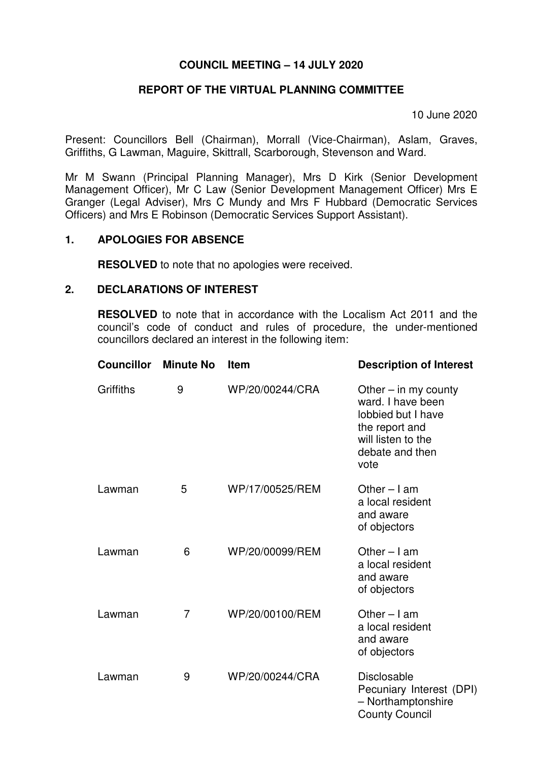**COUNCIL MEETING – 14 JULY 2020**

**REPORT OF THE VIRTUAL PLANNING COMMITTEE**

10 June 2020

Present: Councillors Bell (Chairman), Morrall (Vice-Chairman), Aslam, Graves, Griffiths, G Lawman, Maguire, Skittrall, Scarborough, Stevenson and Ward.

Mr M Swann (Principal Planning Manager), Mrs D Kirk (Senior Development Management Officer), Mr C Law (Senior Development Management Officer) Mrs E Granger (Legal Adviser), Mrs C Mundy and Mrs F Hubbard (Democratic Services Officers) and Mrs E Robinson (Democratic Services Support Assistant).

## 1. APOLOGIES FOR ABSENCE

**RESOLVED** to note that no apologies were received.

## 2. DECLARATIONS OF INTEREST

**RESOLVED** to note that in accordance with the Localism Act 2011 and the council's code of conduct and rules of procedure, the under-mentioned councillors declared an interest in the following item:

| Councillor | Minute No | Item | Description of Interest |
|---|---|---|---|
| Griffiths | 9 | WP/20/00244/CRA | Other – in my county ward. I have been lobbied but I have the report and will listen to the debate and then vote |
| Lawman | 5 | WP/17/00525/REM | Other – I am a local resident and aware of objectors |
| Lawman | 6 | WP/20/00099/REM | Other – I am a local resident and aware of objectors |
| Lawman | 7 | WP/20/00100/REM | Other – I am a local resident and aware of objectors |
| Lawman | 9 | WP/20/00244/CRA | Disclosable Pecuniary Interest (DPI) – Northamptonshire County Council |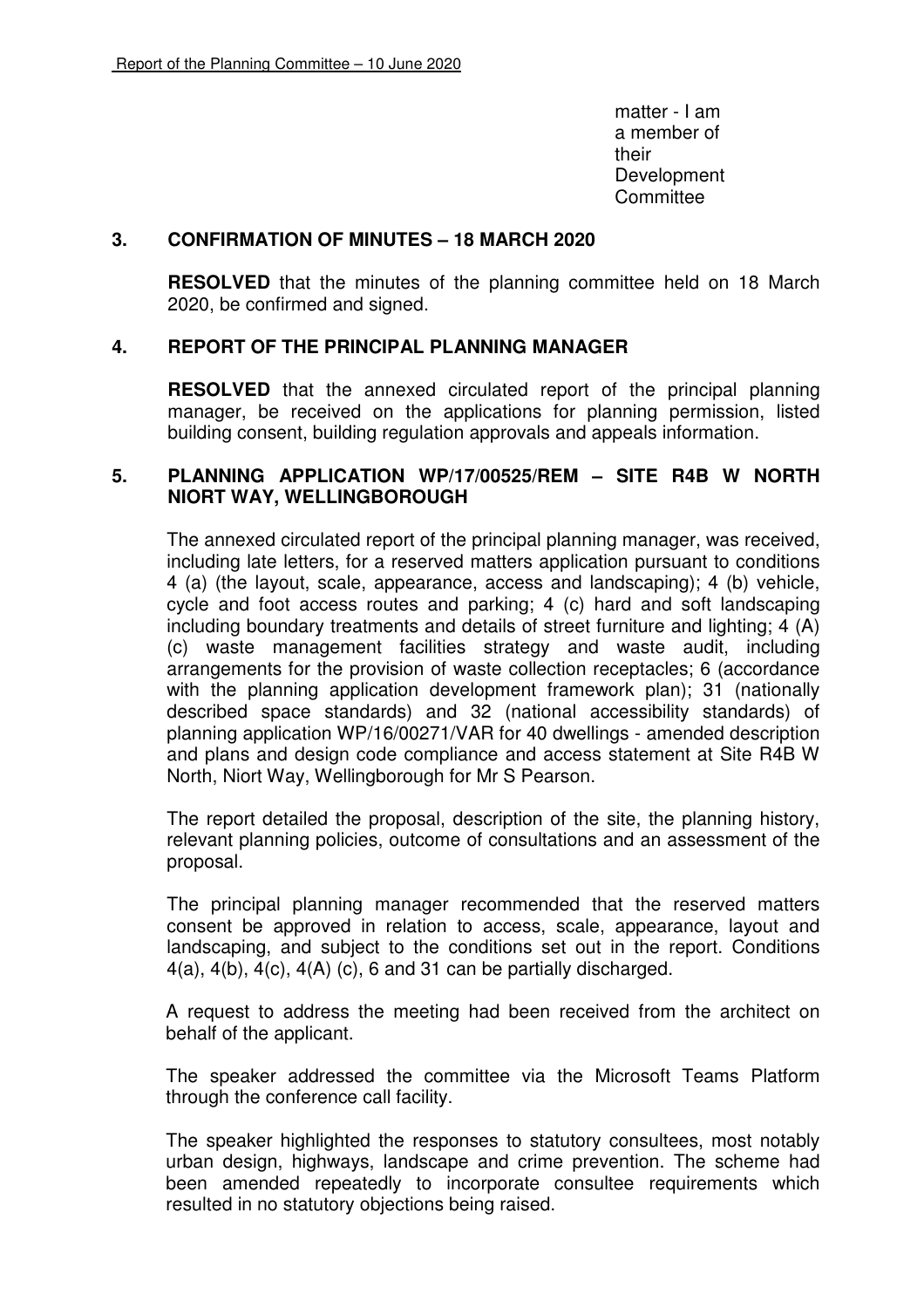matter - I am a member of their Development Committee

## 3. CONFIRMATION OF MINUTES – 18 MARCH 2020

**RESOLVED** that the minutes of the planning committee held on 18 March 2020, be confirmed and signed.

## 4. REPORT OF THE PRINCIPAL PLANNING MANAGER

**RESOLVED** that the annexed circulated report of the principal planning manager, be received on the applications for planning permission, listed building consent, building regulation approvals and appeals information.

## 5. PLANNING APPLICATION WP/17/00525/REM – SITE R4B W NORTH NIORT WAY, WELLINGBOROUGH

The annexed circulated report of the principal planning manager, was received, including late letters, for a reserved matters application pursuant to conditions 4 (a) (the layout, scale, appearance, access and landscaping); 4 (b) vehicle, cycle and foot access routes and parking; 4 (c) hard and soft landscaping including boundary treatments and details of street furniture and lighting; 4 (A) (c) waste management facilities strategy and waste audit, including arrangements for the provision of waste collection receptacles; 6 (accordance with the planning application development framework plan); 31 (nationally described space standards) and 32 (national accessibility standards) of planning application WP/16/00271/VAR for 40 dwellings - amended description and plans and design code compliance and access statement at Site R4B W North, Niort Way, Wellingborough for Mr S Pearson.

The report detailed the proposal, description of the site, the planning history, relevant planning policies, outcome of consultations and an assessment of the proposal.

The principal planning manager recommended that the reserved matters consent be approved in relation to access, scale, appearance, layout and landscaping, and subject to the conditions set out in the report. Conditions 4(a), 4(b), 4(c), 4(A) (c), 6 and 31 can be partially discharged.

A request to address the meeting had been received from the architect on behalf of the applicant.

The speaker addressed the committee via the Microsoft Teams Platform through the conference call facility.

The speaker highlighted the responses to statutory consultees, most notably urban design, highways, landscape and crime prevention. The scheme had been amended repeatedly to incorporate consultee requirements which resulted in no statutory objections being raised.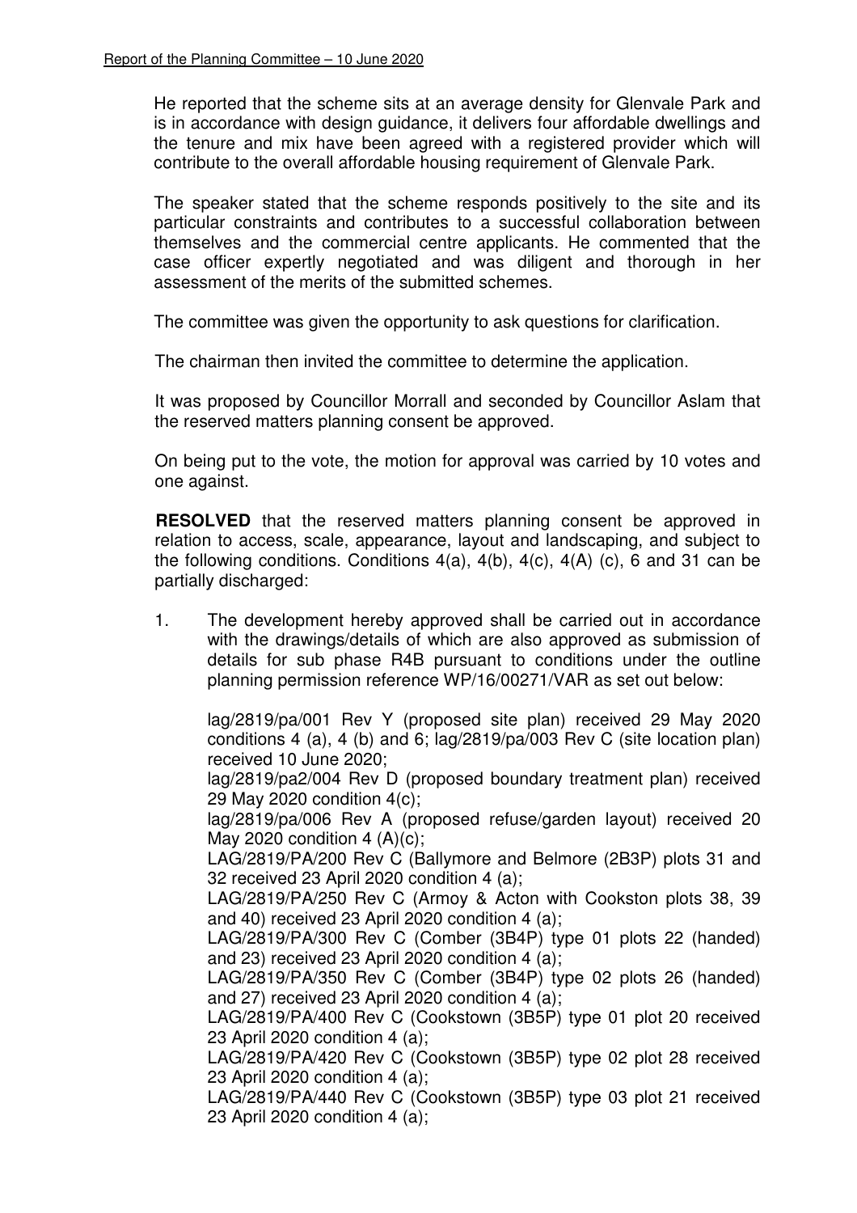He reported that the scheme sits at an average density for Glenvale Park and is in accordance with design guidance, it delivers four affordable dwellings and the tenure and mix have been agreed with a registered provider which will contribute to the overall affordable housing requirement of Glenvale Park.

The speaker stated that the scheme responds positively to the site and its particular constraints and contributes to a successful collaboration between themselves and the commercial centre applicants. He commented that the case officer expertly negotiated and was diligent and thorough in her assessment of the merits of the submitted schemes.

The committee was given the opportunity to ask questions for clarification.

The chairman then invited the committee to determine the application.

It was proposed by Councillor Morrall and seconded by Councillor Aslam that the reserved matters planning consent be approved.

On being put to the vote, the motion for approval was carried by 10 votes and one against.

**RESOLVED** that the reserved matters planning consent be approved in relation to access, scale, appearance, layout and landscaping, and subject to the following conditions. Conditions 4(a), 4(b), 4(c), 4(A) (c), 6 and 31 can be partially discharged:

1. The development hereby approved shall be carried out in accordance with the drawings/details of which are also approved as submission of details for sub phase R4B pursuant to conditions under the outline planning permission reference WP/16/00271/VAR as set out below:

   lag/2819/pa/001 Rev Y (proposed site plan) received 29 May 2020 conditions 4 (a), 4 (b) and 6; lag/2819/pa/003 Rev C (site location plan) received 10 June 2020;

   lag/2819/pa2/004 Rev D (proposed boundary treatment plan) received 29 May 2020 condition 4(c);

   lag/2819/pa/006 Rev A (proposed refuse/garden layout) received 20 May 2020 condition 4 (A)(c);

   LAG/2819/PA/200 Rev C (Ballymore and Belmore (2B3P) plots 31 and 32 received 23 April 2020 condition 4 (a);

   LAG/2819/PA/250 Rev C (Armoy & Acton with Cookston plots 38, 39 and 40) received 23 April 2020 condition 4 (a);

   LAG/2819/PA/300 Rev C (Comber (3B4P) type 01 plots 22 (handed) and 23) received 23 April 2020 condition 4 (a);

   LAG/2819/PA/350 Rev C (Comber (3B4P) type 02 plots 26 (handed) and 27) received 23 April 2020 condition 4 (a);

   LAG/2819/PA/400 Rev C (Cookstown (3B5P) type 01 plot 20 received 23 April 2020 condition 4 (a);

   LAG/2819/PA/420 Rev C (Cookstown (3B5P) type 02 plot 28 received 23 April 2020 condition 4 (a);

   LAG/2819/PA/440 Rev C (Cookstown (3B5P) type 03 plot 21 received 23 April 2020 condition 4 (a);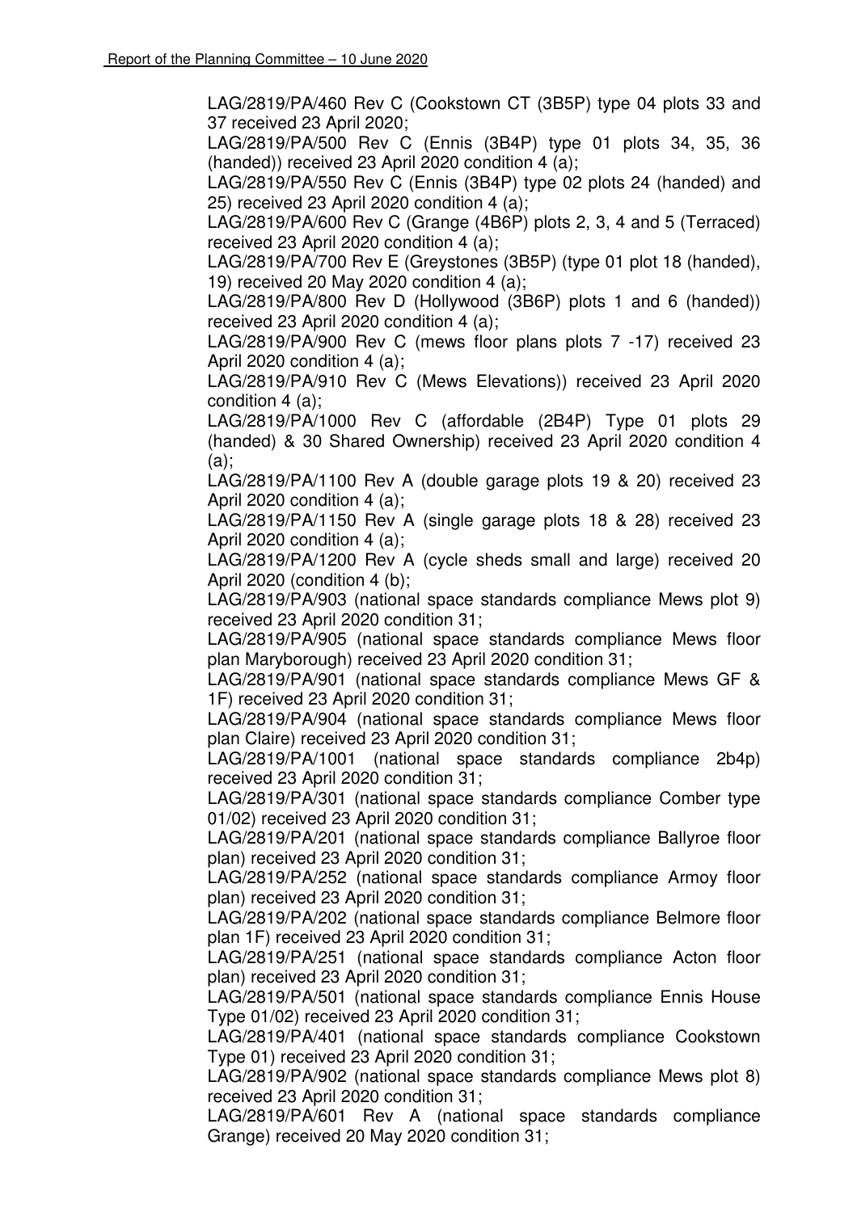LAG/2819/PA/460 Rev C (Cookstown CT (3B5P) type 04 plots 33 and 37 received 23 April 2020;

LAG/2819/PA/500 Rev C (Ennis (3B4P) type 01 plots 34, 35, 36 (handed)) received 23 April 2020 condition 4 (a);

LAG/2819/PA/550 Rev C (Ennis (3B4P) type 02 plots 24 (handed) and 25) received 23 April 2020 condition 4 (a);

LAG/2819/PA/600 Rev C (Grange (4B6P) plots 2, 3, 4 and 5 (Terraced) received 23 April 2020 condition 4 (a);

LAG/2819/PA/700 Rev E (Greystones (3B5P) (type 01 plot 18 (handed), 19) received 20 May 2020 condition 4 (a);

LAG/2819/PA/800 Rev D (Hollywood (3B6P) plots 1 and 6 (handed)) received 23 April 2020 condition 4 (a);

LAG/2819/PA/900 Rev C (mews floor plans plots 7 -17) received 23 April 2020 condition 4 (a);

LAG/2819/PA/910 Rev C (Mews Elevations)) received 23 April 2020 condition 4 (a);

LAG/2819/PA/1000 Rev C (affordable (2B4P) Type 01 plots 29 (handed) & 30 Shared Ownership) received 23 April 2020 condition 4 (a);

LAG/2819/PA/1100 Rev A (double garage plots 19 & 20) received 23 April 2020 condition 4 (a);

LAG/2819/PA/1150 Rev A (single garage plots 18 & 28) received 23 April 2020 condition 4 (a);

LAG/2819/PA/1200 Rev A (cycle sheds small and large) received 20 April 2020 (condition 4 (b);

LAG/2819/PA/903 (national space standards compliance Mews plot 9) received 23 April 2020 condition 31;

LAG/2819/PA/905 (national space standards compliance Mews floor plan Maryborough) received 23 April 2020 condition 31;

LAG/2819/PA/901 (national space standards compliance Mews GF & 1F) received 23 April 2020 condition 31;

LAG/2819/PA/904 (national space standards compliance Mews floor plan Claire) received 23 April 2020 condition 31;

LAG/2819/PA/1001 (national space standards compliance 2b4p) received 23 April 2020 condition 31;

LAG/2819/PA/301 (national space standards compliance Comber type 01/02) received 23 April 2020 condition 31;

LAG/2819/PA/201 (national space standards compliance Ballyroe floor plan) received 23 April 2020 condition 31;

LAG/2819/PA/252 (national space standards compliance Armoy floor plan) received 23 April 2020 condition 31;

LAG/2819/PA/202 (national space standards compliance Belmore floor plan 1F) received 23 April 2020 condition 31;

LAG/2819/PA/251 (national space standards compliance Acton floor plan) received 23 April 2020 condition 31;

LAG/2819/PA/501 (national space standards compliance Ennis House Type 01/02) received 23 April 2020 condition 31;

LAG/2819/PA/401 (national space standards compliance Cookstown Type 01) received 23 April 2020 condition 31;

LAG/2819/PA/902 (national space standards compliance Mews plot 8) received 23 April 2020 condition 31;

LAG/2819/PA/601 Rev A (national space standards compliance Grange) received 20 May 2020 condition 31;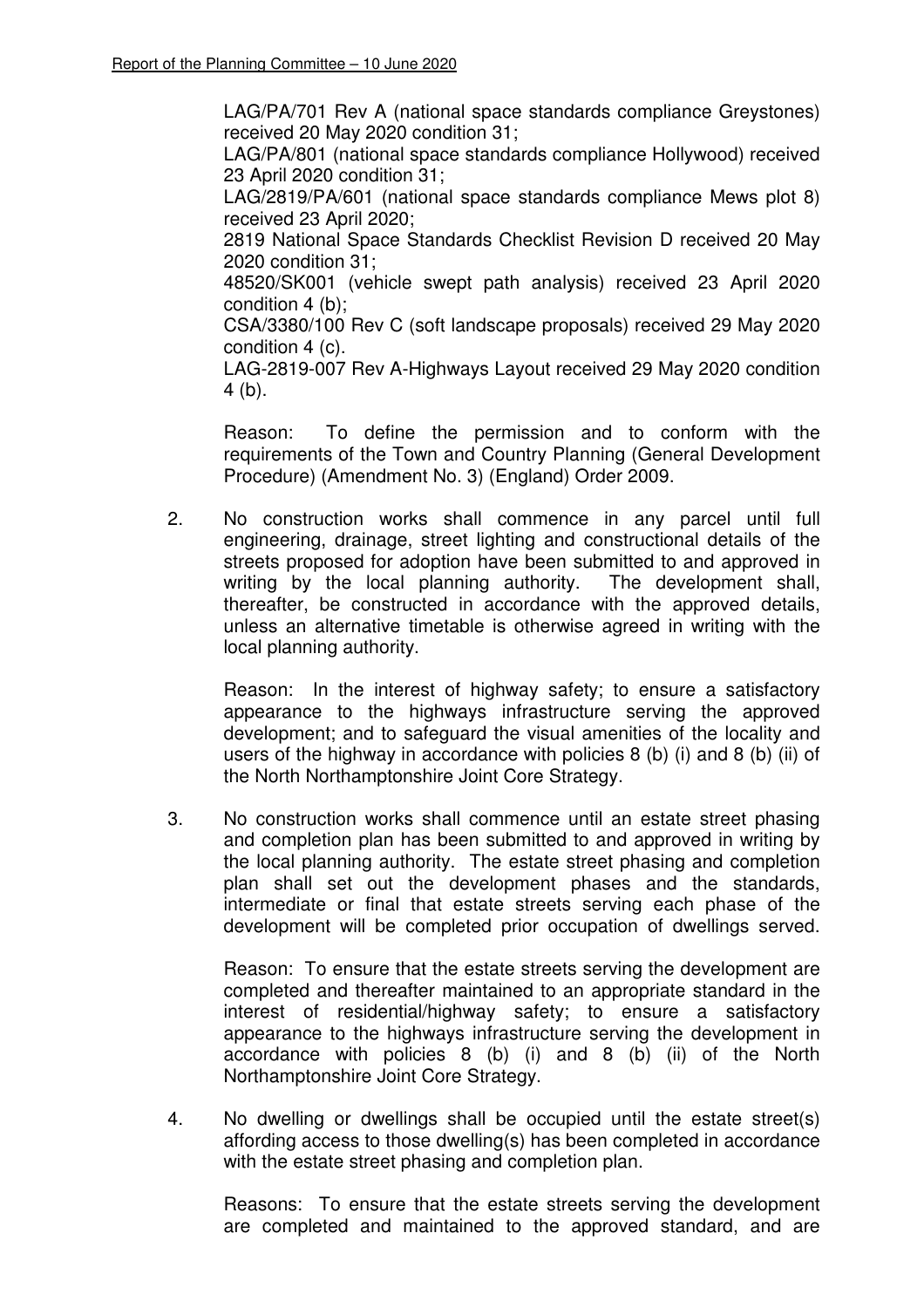LAG/PA/701 Rev A (national space standards compliance Greystones) received 20 May 2020 condition 31;
LAG/PA/801 (national space standards compliance Hollywood) received 23 April 2020 condition 31;
LAG/2819/PA/601 (national space standards compliance Mews plot 8) received 23 April 2020;
2819 National Space Standards Checklist Revision D received 20 May 2020 condition 31;
48520/SK001 (vehicle swept path analysis) received 23 April 2020 condition 4 (b);
CSA/3380/100 Rev C (soft landscape proposals) received 29 May 2020 condition 4 (c).
LAG-2819-007 Rev A-Highways Layout received 29 May 2020 condition 4 (b).

Reason: To define the permission and to conform with the requirements of the Town and Country Planning (General Development Procedure) (Amendment No. 3) (England) Order 2009.

2. No construction works shall commence in any parcel until full engineering, drainage, street lighting and constructional details of the streets proposed for adoption have been submitted to and approved in writing by the local planning authority. The development shall, thereafter, be constructed in accordance with the approved details, unless an alternative timetable is otherwise agreed in writing with the local planning authority.

   Reason: In the interest of highway safety; to ensure a satisfactory appearance to the highways infrastructure serving the approved development; and to safeguard the visual amenities of the locality and users of the highway in accordance with policies 8 (b) (i) and 8 (b) (ii) of the North Northamptonshire Joint Core Strategy.

3. No construction works shall commence until an estate street phasing and completion plan has been submitted to and approved in writing by the local planning authority. The estate street phasing and completion plan shall set out the development phases and the standards, intermediate or final that estate streets serving each phase of the development will be completed prior occupation of dwellings served.

   Reason: To ensure that the estate streets serving the development are completed and thereafter maintained to an appropriate standard in the interest of residential/highway safety; to ensure a satisfactory appearance to the highways infrastructure serving the development in accordance with policies 8 (b) (i) and 8 (b) (ii) of the North Northamptonshire Joint Core Strategy.

4. No dwelling or dwellings shall be occupied until the estate street(s) affording access to those dwelling(s) has been completed in accordance with the estate street phasing and completion plan.

   Reasons: To ensure that the estate streets serving the development are completed and maintained to the approved standard, and are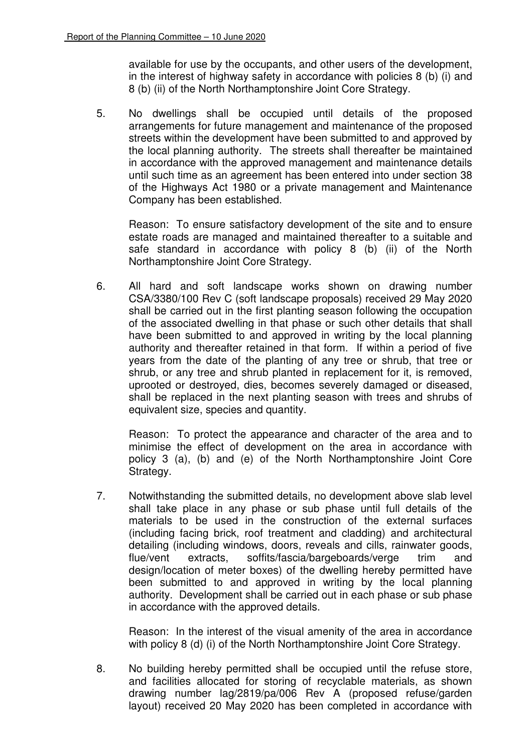available for use by the occupants, and other users of the development, in the interest of highway safety in accordance with policies 8 (b) (i) and 8 (b) (ii) of the North Northamptonshire Joint Core Strategy.

5. No dwellings shall be occupied until details of the proposed arrangements for future management and maintenance of the proposed streets within the development have been submitted to and approved by the local planning authority. The streets shall thereafter be maintained in accordance with the approved management and maintenance details until such time as an agreement has been entered into under section 38 of the Highways Act 1980 or a private management and Maintenance Company has been established.

   Reason: To ensure satisfactory development of the site and to ensure estate roads are managed and maintained thereafter to a suitable and safe standard in accordance with policy 8 (b) (ii) of the North Northamptonshire Joint Core Strategy.

6. All hard and soft landscape works shown on drawing number CSA/3380/100 Rev C (soft landscape proposals) received 29 May 2020 shall be carried out in the first planting season following the occupation of the associated dwelling in that phase or such other details that shall have been submitted to and approved in writing by the local planning authority and thereafter retained in that form. If within a period of five years from the date of the planting of any tree or shrub, that tree or shrub, or any tree and shrub planted in replacement for it, is removed, uprooted or destroyed, dies, becomes severely damaged or diseased, shall be replaced in the next planting season with trees and shrubs of equivalent size, species and quantity.

   Reason: To protect the appearance and character of the area and to minimise the effect of development on the area in accordance with policy 3 (a), (b) and (e) of the North Northamptonshire Joint Core Strategy.

7. Notwithstanding the submitted details, no development above slab level shall take place in any phase or sub phase until full details of the materials to be used in the construction of the external surfaces (including facing brick, roof treatment and cladding) and architectural detailing (including windows, doors, reveals and cills, rainwater goods, flue/vent extracts, soffits/fascia/bargeboards/verge trim and design/location of meter boxes) of the dwelling hereby permitted have been submitted to and approved in writing by the local planning authority. Development shall be carried out in each phase or sub phase in accordance with the approved details.

   Reason: In the interest of the visual amenity of the area in accordance with policy 8 (d) (i) of the North Northamptonshire Joint Core Strategy.

8. No building hereby permitted shall be occupied until the refuse store, and facilities allocated for storing of recyclable materials, as shown drawing number lag/2819/pa/006 Rev A (proposed refuse/garden layout) received 20 May 2020 has been completed in accordance with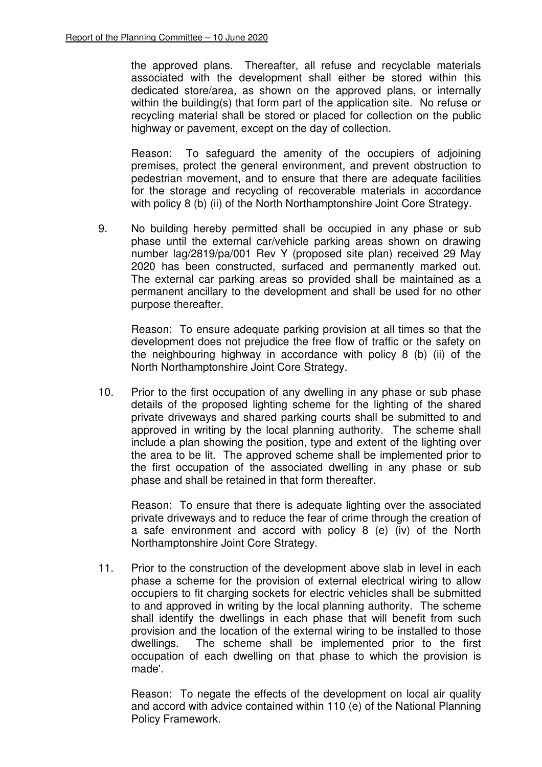the approved plans. Thereafter, all refuse and recyclable materials associated with the development shall either be stored within this dedicated store/area, as shown on the approved plans, or internally within the building(s) that form part of the application site. No refuse or recycling material shall be stored or placed for collection on the public highway or pavement, except on the day of collection.

Reason: To safeguard the amenity of the occupiers of adjoining premises, protect the general environment, and prevent obstruction to pedestrian movement, and to ensure that there are adequate facilities for the storage and recycling of recoverable materials in accordance with policy 8 (b) (ii) of the North Northamptonshire Joint Core Strategy.

9. No building hereby permitted shall be occupied in any phase or sub phase until the external car/vehicle parking areas shown on drawing number lag/2819/pa/001 Rev Y (proposed site plan) received 29 May 2020 has been constructed, surfaced and permanently marked out. The external car parking areas so provided shall be maintained as a permanent ancillary to the development and shall be used for no other purpose thereafter.

   Reason: To ensure adequate parking provision at all times so that the development does not prejudice the free flow of traffic or the safety on the neighbouring highway in accordance with policy 8 (b) (ii) of the North Northamptonshire Joint Core Strategy.

10. Prior to the first occupation of any dwelling in any phase or sub phase details of the proposed lighting scheme for the lighting of the shared private driveways and shared parking courts shall be submitted to and approved in writing by the local planning authority. The scheme shall include a plan showing the position, type and extent of the lighting over the area to be lit. The approved scheme shall be implemented prior to the first occupation of the associated dwelling in any phase or sub phase and shall be retained in that form thereafter.

    Reason: To ensure that there is adequate lighting over the associated private driveways and to reduce the fear of crime through the creation of a safe environment and accord with policy 8 (e) (iv) of the North Northamptonshire Joint Core Strategy.

11. Prior to the construction of the development above slab in level in each phase a scheme for the provision of external electrical wiring to allow occupiers to fit charging sockets for electric vehicles shall be submitted to and approved in writing by the local planning authority. The scheme shall identify the dwellings in each phase that will benefit from such provision and the location of the external wiring to be installed to those dwellings. The scheme shall be implemented prior to the first occupation of each dwelling on that phase to which the provision is made'.

    Reason: To negate the effects of the development on local air quality and accord with advice contained within 110 (e) of the National Planning Policy Framework.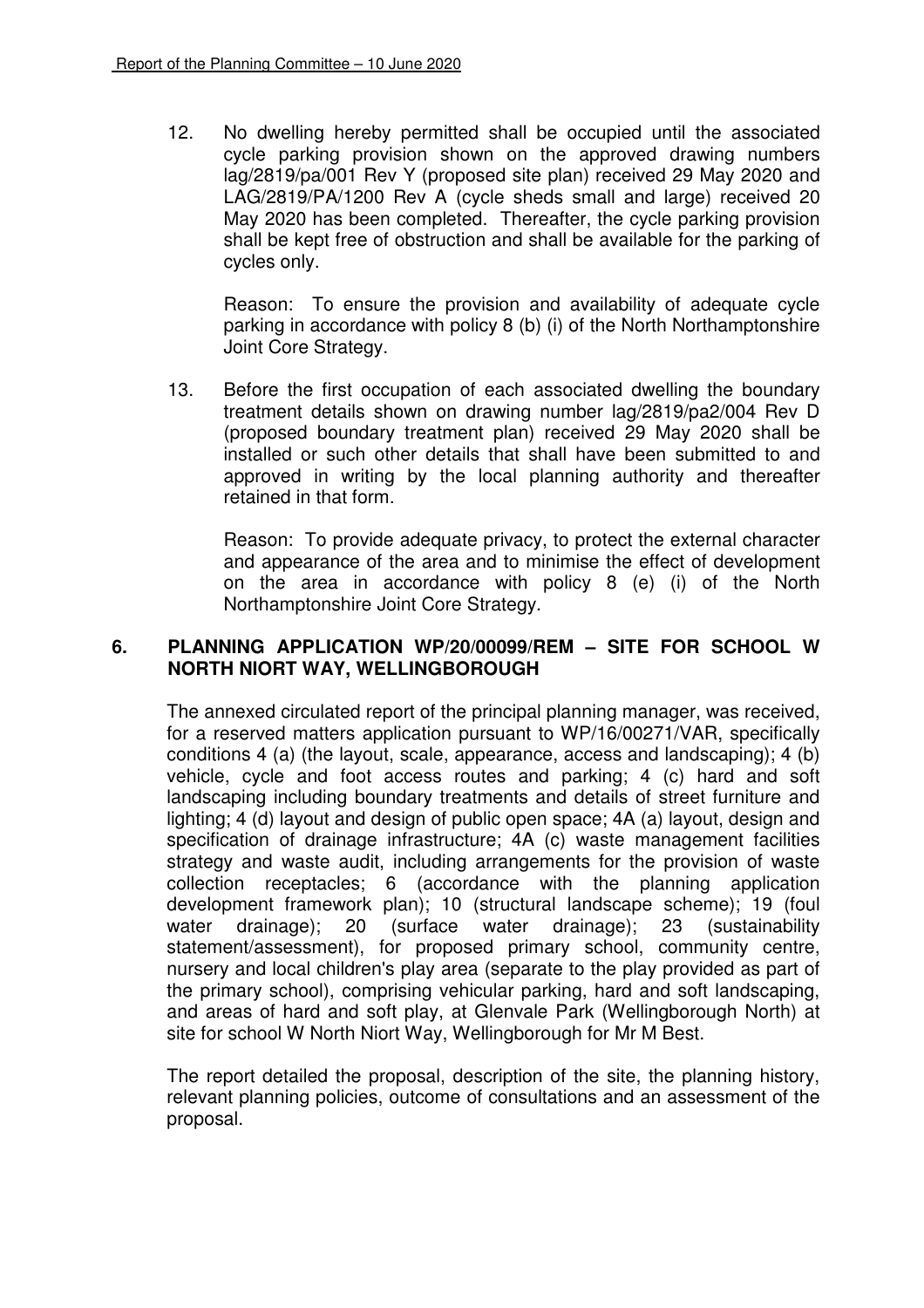12. No dwelling hereby permitted shall be occupied until the associated cycle parking provision shown on the approved drawing numbers lag/2819/pa/001 Rev Y (proposed site plan) received 29 May 2020 and LAG/2819/PA/1200 Rev A (cycle sheds small and large) received 20 May 2020 has been completed. Thereafter, the cycle parking provision shall be kept free of obstruction and shall be available for the parking of cycles only.

    Reason: To ensure the provision and availability of adequate cycle parking in accordance with policy 8 (b) (i) of the North Northamptonshire Joint Core Strategy.

13. Before the first occupation of each associated dwelling the boundary treatment details shown on drawing number lag/2819/pa2/004 Rev D (proposed boundary treatment plan) received 29 May 2020 shall be installed or such other details that shall have been submitted to and approved in writing by the local planning authority and thereafter retained in that form.

    Reason: To provide adequate privacy, to protect the external character and appearance of the area and to minimise the effect of development on the area in accordance with policy 8 (e) (i) of the North Northamptonshire Joint Core Strategy.

## 6. PLANNING APPLICATION WP/20/00099/REM – SITE FOR SCHOOL W NORTH NIORT WAY, WELLINGBOROUGH

The annexed circulated report of the principal planning manager, was received, for a reserved matters application pursuant to WP/16/00271/VAR, specifically conditions 4 (a) (the layout, scale, appearance, access and landscaping); 4 (b) vehicle, cycle and foot access routes and parking; 4 (c) hard and soft landscaping including boundary treatments and details of street furniture and lighting; 4 (d) layout and design of public open space; 4A (a) layout, design and specification of drainage infrastructure; 4A (c) waste management facilities strategy and waste audit, including arrangements for the provision of waste collection receptacles; 6 (accordance with the planning application development framework plan); 10 (structural landscape scheme); 19 (foul water drainage); 20 (surface water drainage); 23 (sustainability statement/assessment), for proposed primary school, community centre, nursery and local children's play area (separate to the play provided as part of the primary school), comprising vehicular parking, hard and soft landscaping, and areas of hard and soft play, at Glenvale Park (Wellingborough North) at site for school W North Niort Way, Wellingborough for Mr M Best.

The report detailed the proposal, description of the site, the planning history, relevant planning policies, outcome of consultations and an assessment of the proposal.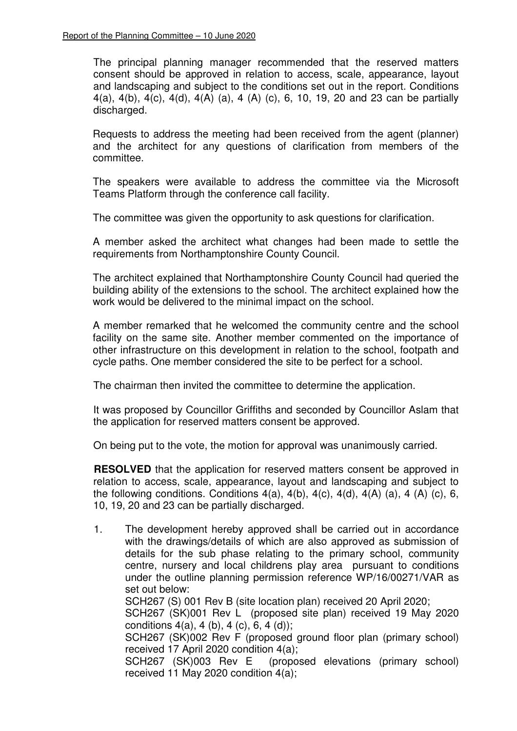The principal planning manager recommended that the reserved matters consent should be approved in relation to access, scale, appearance, layout and landscaping and subject to the conditions set out in the report. Conditions 4(a), 4(b), 4(c), 4(d), 4(A) (a), 4 (A) (c), 6, 10, 19, 20 and 23 can be partially discharged.

Requests to address the meeting had been received from the agent (planner) and the architect for any questions of clarification from members of the committee.

The speakers were available to address the committee via the Microsoft Teams Platform through the conference call facility.

The committee was given the opportunity to ask questions for clarification.

A member asked the architect what changes had been made to settle the requirements from Northamptonshire County Council.

The architect explained that Northamptonshire County Council had queried the building ability of the extensions to the school. The architect explained how the work would be delivered to the minimal impact on the school.

A member remarked that he welcomed the community centre and the school facility on the same site. Another member commented on the importance of other infrastructure on this development in relation to the school, footpath and cycle paths. One member considered the site to be perfect for a school.

The chairman then invited the committee to determine the application.

It was proposed by Councillor Griffiths and seconded by Councillor Aslam that the application for reserved matters consent be approved.

On being put to the vote, the motion for approval was unanimously carried.

**RESOLVED** that the application for reserved matters consent be approved in relation to access, scale, appearance, layout and landscaping and subject to the following conditions. Conditions 4(a), 4(b), 4(c), 4(d), 4(A) (a), 4 (A) (c), 6, 10, 19, 20 and 23 can be partially discharged.

1. The development hereby approved shall be carried out in accordance with the drawings/details of which are also approved as submission of details for the sub phase relating to the primary school, community centre, nursery and local childrens play area pursuant to conditions under the outline planning permission reference WP/16/00271/VAR as set out below:
   SCH267 (S) 001 Rev B (site location plan) received 20 April 2020;
   SCH267 (SK)001 Rev L (proposed site plan) received 19 May 2020 conditions 4(a), 4 (b), 4 (c), 6, 4 (d));
   SCH267 (SK)002 Rev F (proposed ground floor plan (primary school) received 17 April 2020 condition 4(a);
   SCH267 (SK)003 Rev E (proposed elevations (primary school) received 11 May 2020 condition 4(a);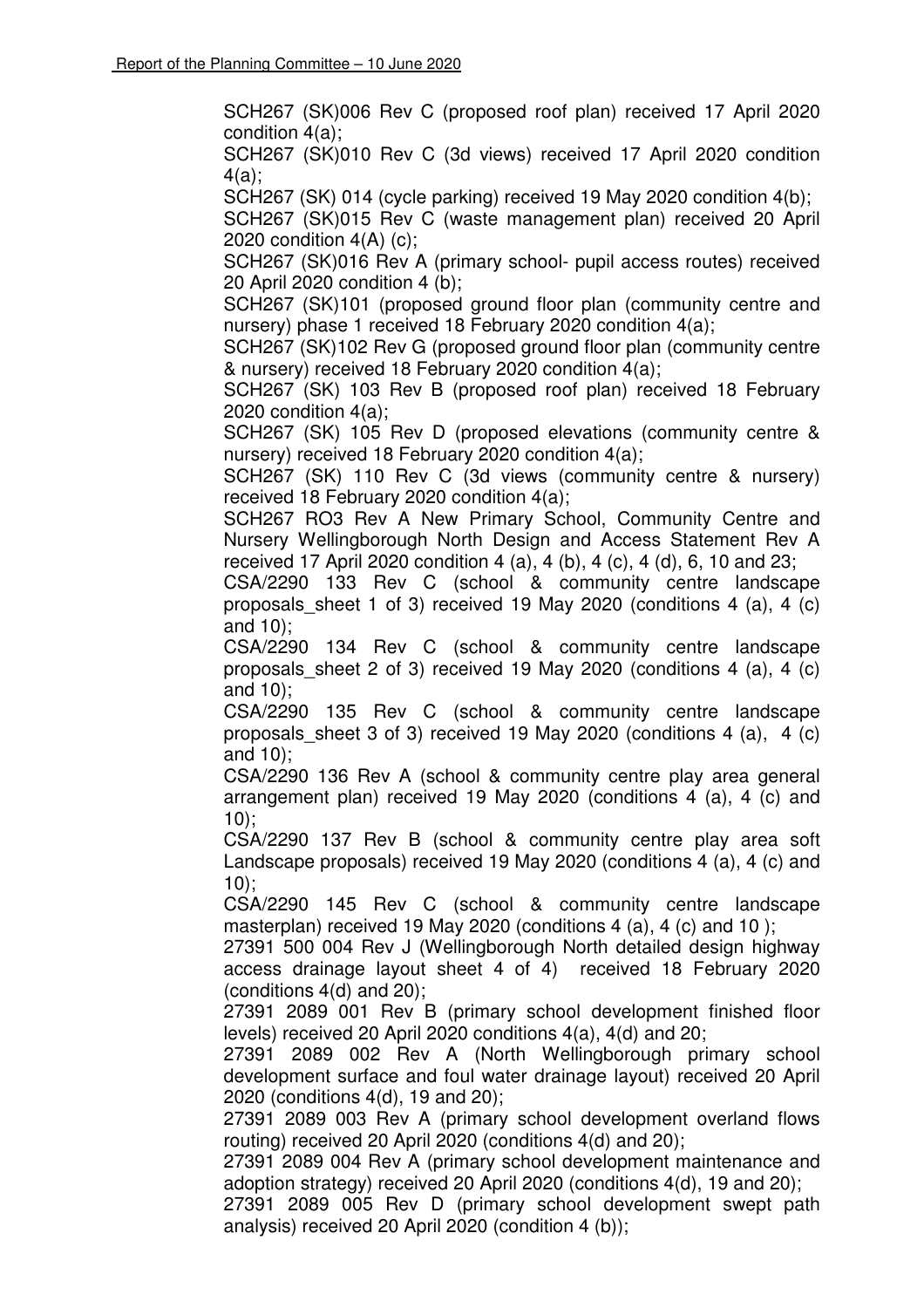SCH267 (SK)006 Rev C (proposed roof plan) received 17 April 2020 condition 4(a);

SCH267 (SK)010 Rev C (3d views) received 17 April 2020 condition 4(a);

SCH267 (SK) 014 (cycle parking) received 19 May 2020 condition 4(b);

SCH267 (SK)015 Rev C (waste management plan) received 20 April 2020 condition 4(A) (c);

SCH267 (SK)016 Rev A (primary school- pupil access routes) received 20 April 2020 condition 4 (b);

SCH267 (SK)101 (proposed ground floor plan (community centre and nursery) phase 1 received 18 February 2020 condition 4(a);

SCH267 (SK)102 Rev G (proposed ground floor plan (community centre & nursery) received 18 February 2020 condition 4(a);

SCH267 (SK) 103 Rev B (proposed roof plan) received 18 February 2020 condition 4(a);

SCH267 (SK) 105 Rev D (proposed elevations (community centre & nursery) received 18 February 2020 condition 4(a);

SCH267 (SK) 110 Rev C (3d views (community centre & nursery) received 18 February 2020 condition 4(a);

SCH267 RO3 Rev A New Primary School, Community Centre and Nursery Wellingborough North Design and Access Statement Rev A received 17 April 2020 condition 4 (a), 4 (b), 4 (c), 4 (d), 6, 10 and 23;

CSA/2290 133 Rev C (school & community centre landscape proposals_sheet 1 of 3) received 19 May 2020 (conditions 4 (a), 4 (c) and 10);

CSA/2290 134 Rev C (school & community centre landscape proposals_sheet 2 of 3) received 19 May 2020 (conditions 4 (a), 4 (c) and 10);

CSA/2290 135 Rev C (school & community centre landscape proposals_sheet 3 of 3) received 19 May 2020 (conditions 4 (a), 4 (c) and 10);

CSA/2290 136 Rev A (school & community centre play area general arrangement plan) received 19 May 2020 (conditions 4 (a), 4 (c) and 10);

CSA/2290 137 Rev B (school & community centre play area soft Landscape proposals) received 19 May 2020 (conditions 4 (a), 4 (c) and 10);

CSA/2290 145 Rev C (school & community centre landscape masterplan) received 19 May 2020 (conditions 4 (a), 4 (c) and 10 );

27391 500 004 Rev J (Wellingborough North detailed design highway access drainage layout sheet 4 of 4) received 18 February 2020 (conditions 4(d) and 20);

27391 2089 001 Rev B (primary school development finished floor levels) received 20 April 2020 conditions 4(a), 4(d) and 20;

27391 2089 002 Rev A (North Wellingborough primary school development surface and foul water drainage layout) received 20 April 2020 (conditions 4(d), 19 and 20);

27391 2089 003 Rev A (primary school development overland flows routing) received 20 April 2020 (conditions 4(d) and 20);

27391 2089 004 Rev A (primary school development maintenance and adoption strategy) received 20 April 2020 (conditions 4(d), 19 and 20);

27391 2089 005 Rev D (primary school development swept path analysis) received 20 April 2020 (condition 4 (b));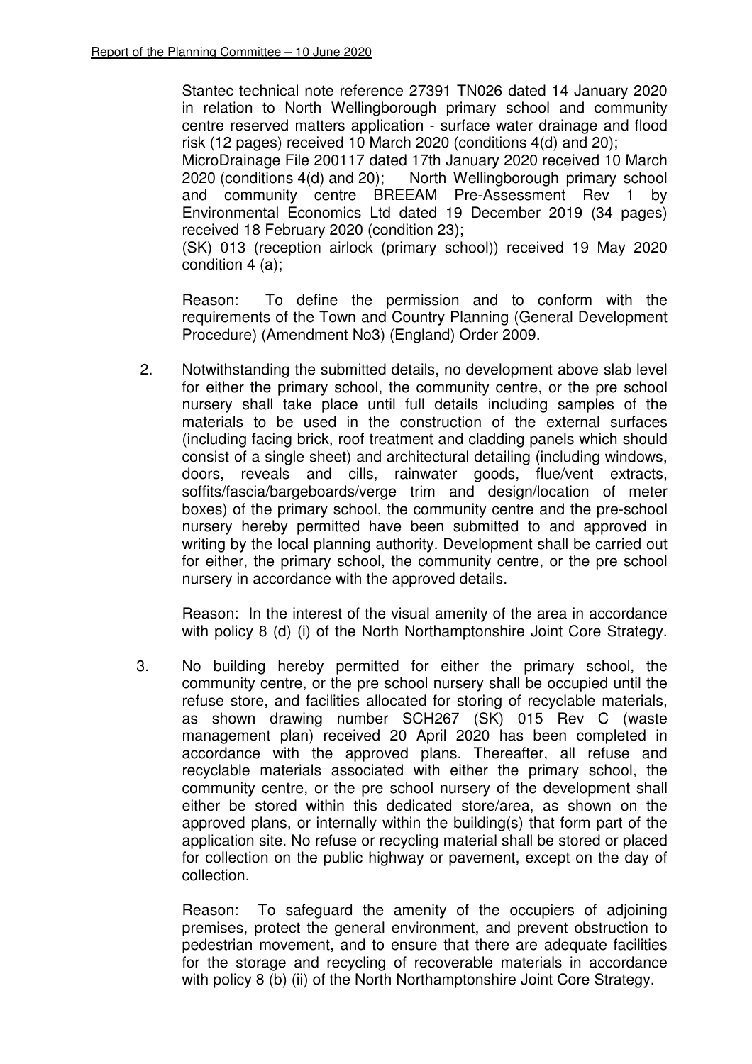Stantec technical note reference 27391 TN026 dated 14 January 2020 in relation to North Wellingborough primary school and community centre reserved matters application - surface water drainage and flood risk (12 pages) received 10 March 2020 (conditions 4(d) and 20);
MicroDrainage File 200117 dated 17th January 2020 received 10 March 2020 (conditions 4(d) and 20); North Wellingborough primary school and community centre BREEAM Pre-Assessment Rev 1 by Environmental Economics Ltd dated 19 December 2019 (34 pages) received 18 February 2020 (condition 23);
(SK) 013 (reception airlock (primary school)) received 19 May 2020 condition 4 (a);

Reason: To define the permission and to conform with the requirements of the Town and Country Planning (General Development Procedure) (Amendment No3) (England) Order 2009.

2. Notwithstanding the submitted details, no development above slab level for either the primary school, the community centre, or the pre school nursery shall take place until full details including samples of the materials to be used in the construction of the external surfaces (including facing brick, roof treatment and cladding panels which should consist of a single sheet) and architectural detailing (including windows, doors, reveals and cills, rainwater goods, flue/vent extracts, soffits/fascia/bargeboards/verge trim and design/location of meter boxes) of the primary school, the community centre and the pre-school nursery hereby permitted have been submitted to and approved in writing by the local planning authority. Development shall be carried out for either, the primary school, the community centre, or the pre school nursery in accordance with the approved details.

   Reason: In the interest of the visual amenity of the area in accordance with policy 8 (d) (i) of the North Northamptonshire Joint Core Strategy.

3. No building hereby permitted for either the primary school, the community centre, or the pre school nursery shall be occupied until the refuse store, and facilities allocated for storing of recyclable materials, as shown drawing number SCH267 (SK) 015 Rev C (waste management plan) received 20 April 2020 has been completed in accordance with the approved plans. Thereafter, all refuse and recyclable materials associated with either the primary school, the community centre, or the pre school nursery of the development shall either be stored within this dedicated store/area, as shown on the approved plans, or internally within the building(s) that form part of the application site. No refuse or recycling material shall be stored or placed for collection on the public highway or pavement, except on the day of collection.

   Reason: To safeguard the amenity of the occupiers of adjoining premises, protect the general environment, and prevent obstruction to pedestrian movement, and to ensure that there are adequate facilities for the storage and recycling of recoverable materials in accordance with policy 8 (b) (ii) of the North Northamptonshire Joint Core Strategy.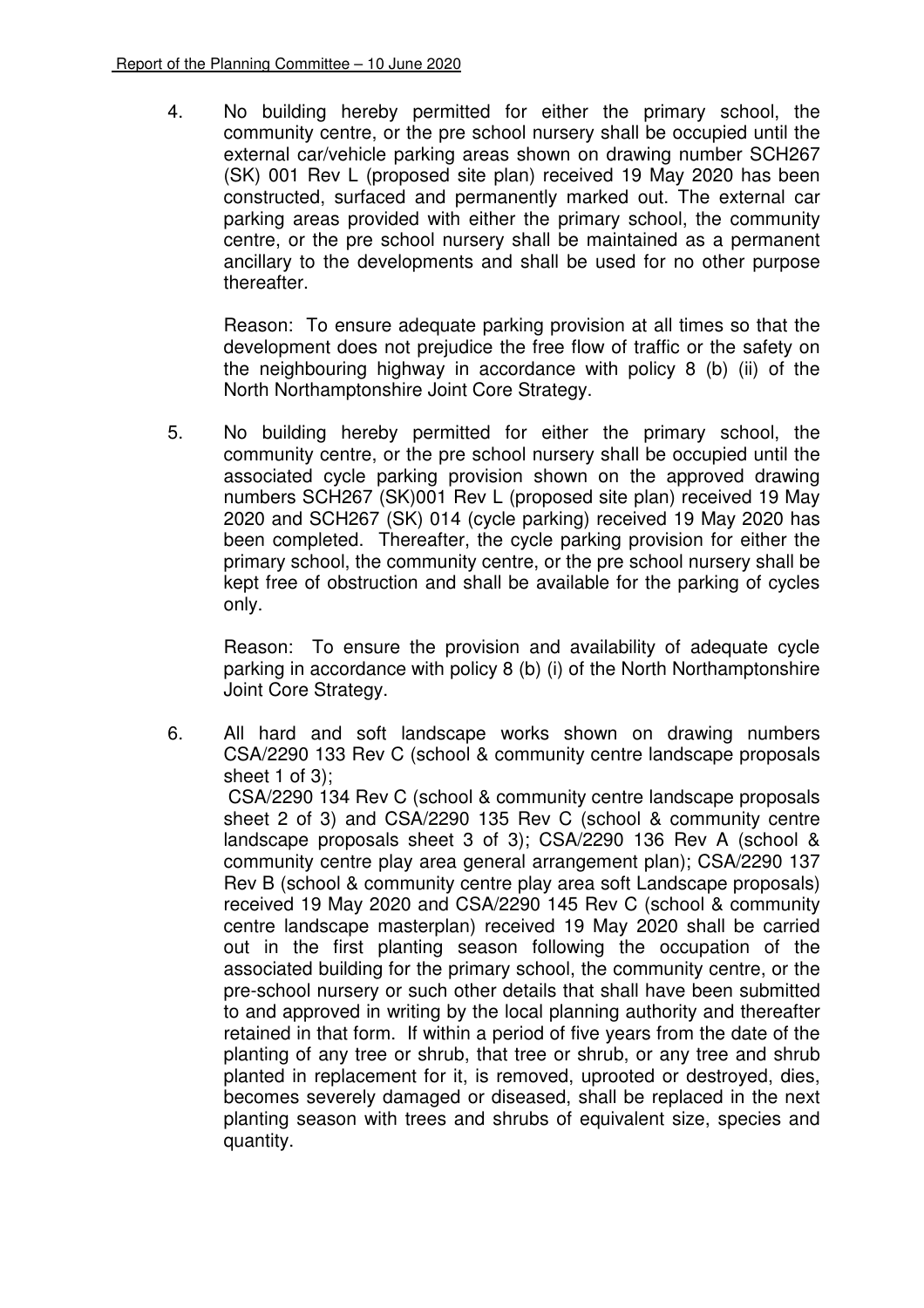4. No building hereby permitted for either the primary school, the community centre, or the pre school nursery shall be occupied until the external car/vehicle parking areas shown on drawing number SCH267 (SK) 001 Rev L (proposed site plan) received 19 May 2020 has been constructed, surfaced and permanently marked out. The external car parking areas provided with either the primary school, the community centre, or the pre school nursery shall be maintained as a permanent ancillary to the developments and shall be used for no other purpose thereafter.

   Reason: To ensure adequate parking provision at all times so that the development does not prejudice the free flow of traffic or the safety on the neighbouring highway in accordance with policy 8 (b) (ii) of the North Northamptonshire Joint Core Strategy.

5. No building hereby permitted for either the primary school, the community centre, or the pre school nursery shall be occupied until the associated cycle parking provision shown on the approved drawing numbers SCH267 (SK)001 Rev L (proposed site plan) received 19 May 2020 and SCH267 (SK) 014 (cycle parking) received 19 May 2020 has been completed. Thereafter, the cycle parking provision for either the primary school, the community centre, or the pre school nursery shall be kept free of obstruction and shall be available for the parking of cycles only.

   Reason: To ensure the provision and availability of adequate cycle parking in accordance with policy 8 (b) (i) of the North Northamptonshire Joint Core Strategy.

6. All hard and soft landscape works shown on drawing numbers CSA/2290 133 Rev C (school & community centre landscape proposals sheet 1 of 3);
   CSA/2290 134 Rev C (school & community centre landscape proposals sheet 2 of 3) and CSA/2290 135 Rev C (school & community centre landscape proposals sheet 3 of 3); CSA/2290 136 Rev A (school & community centre play area general arrangement plan); CSA/2290 137 Rev B (school & community centre play area soft Landscape proposals) received 19 May 2020 and CSA/2290 145 Rev C (school & community centre landscape masterplan) received 19 May 2020 shall be carried out in the first planting season following the occupation of the associated building for the primary school, the community centre, or the pre-school nursery or such other details that shall have been submitted to and approved in writing by the local planning authority and thereafter retained in that form. If within a period of five years from the date of the planting of any tree or shrub, that tree or shrub, or any tree and shrub planted in replacement for it, is removed, uprooted or destroyed, dies, becomes severely damaged or diseased, shall be replaced in the next planting season with trees and shrubs of equivalent size, species and quantity.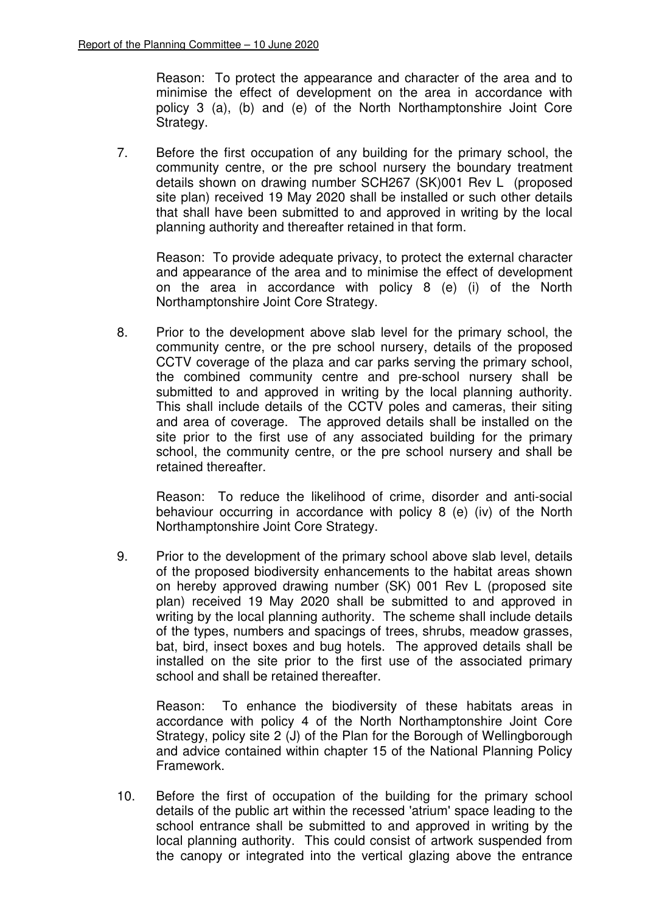Reason: To protect the appearance and character of the area and to minimise the effect of development on the area in accordance with policy 3 (a), (b) and (e) of the North Northamptonshire Joint Core Strategy.

7. Before the first occupation of any building for the primary school, the community centre, or the pre school nursery the boundary treatment details shown on drawing number SCH267 (SK)001 Rev L (proposed site plan) received 19 May 2020 shall be installed or such other details that shall have been submitted to and approved in writing by the local planning authority and thereafter retained in that form.

   Reason: To provide adequate privacy, to protect the external character and appearance of the area and to minimise the effect of development on the area in accordance with policy 8 (e) (i) of the North Northamptonshire Joint Core Strategy.

8. Prior to the development above slab level for the primary school, the community centre, or the pre school nursery, details of the proposed CCTV coverage of the plaza and car parks serving the primary school, the combined community centre and pre-school nursery shall be submitted to and approved in writing by the local planning authority. This shall include details of the CCTV poles and cameras, their siting and area of coverage. The approved details shall be installed on the site prior to the first use of any associated building for the primary school, the community centre, or the pre school nursery and shall be retained thereafter.

   Reason: To reduce the likelihood of crime, disorder and anti-social behaviour occurring in accordance with policy 8 (e) (iv) of the North Northamptonshire Joint Core Strategy.

9. Prior to the development of the primary school above slab level, details of the proposed biodiversity enhancements to the habitat areas shown on hereby approved drawing number (SK) 001 Rev L (proposed site plan) received 19 May 2020 shall be submitted to and approved in writing by the local planning authority. The scheme shall include details of the types, numbers and spacings of trees, shrubs, meadow grasses, bat, bird, insect boxes and bug hotels. The approved details shall be installed on the site prior to the first use of the associated primary school and shall be retained thereafter.

   Reason: To enhance the biodiversity of these habitats areas in accordance with policy 4 of the North Northamptonshire Joint Core Strategy, policy site 2 (J) of the Plan for the Borough of Wellingborough and advice contained within chapter 15 of the National Planning Policy Framework.

10. Before the first of occupation of the building for the primary school details of the public art within the recessed 'atrium' space leading to the school entrance shall be submitted to and approved in writing by the local planning authority. This could consist of artwork suspended from the canopy or integrated into the vertical glazing above the entrance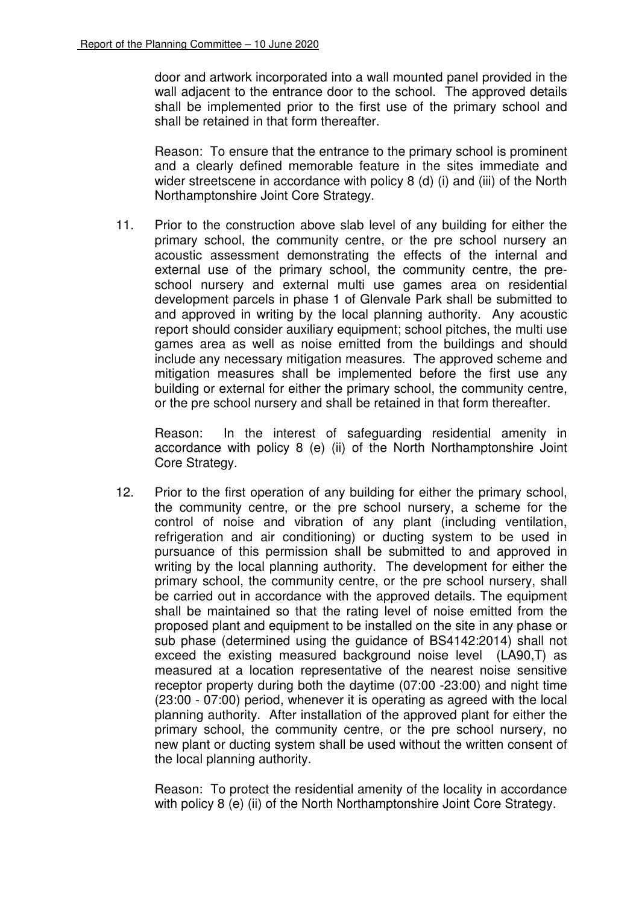door and artwork incorporated into a wall mounted panel provided in the wall adjacent to the entrance door to the school. The approved details shall be implemented prior to the first use of the primary school and shall be retained in that form thereafter.

Reason: To ensure that the entrance to the primary school is prominent and a clearly defined memorable feature in the sites immediate and wider streetscene in accordance with policy 8 (d) (i) and (iii) of the North Northamptonshire Joint Core Strategy.

11. Prior to the construction above slab level of any building for either the primary school, the community centre, or the pre school nursery an acoustic assessment demonstrating the effects of the internal and external use of the primary school, the community centre, the pre-school nursery and external multi use games area on residential development parcels in phase 1 of Glenvale Park shall be submitted to and approved in writing by the local planning authority. Any acoustic report should consider auxiliary equipment; school pitches, the multi use games area as well as noise emitted from the buildings and should include any necessary mitigation measures. The approved scheme and mitigation measures shall be implemented before the first use any building or external for either the primary school, the community centre, or the pre school nursery and shall be retained in that form thereafter.

    Reason: In the interest of safeguarding residential amenity in accordance with policy 8 (e) (ii) of the North Northamptonshire Joint Core Strategy.

12. Prior to the first operation of any building for either the primary school, the community centre, or the pre school nursery, a scheme for the control of noise and vibration of any plant (including ventilation, refrigeration and air conditioning) or ducting system to be used in pursuance of this permission shall be submitted to and approved in writing by the local planning authority. The development for either the primary school, the community centre, or the pre school nursery, shall be carried out in accordance with the approved details. The equipment shall be maintained so that the rating level of noise emitted from the proposed plant and equipment to be installed on the site in any phase or sub phase (determined using the guidance of BS4142:2014) shall not exceed the existing measured background noise level (LA90,T) as measured at a location representative of the nearest noise sensitive receptor property during both the daytime (07:00 -23:00) and night time (23:00 - 07:00) period, whenever it is operating as agreed with the local planning authority. After installation of the approved plant for either the primary school, the community centre, or the pre school nursery, no new plant or ducting system shall be used without the written consent of the local planning authority.

    Reason: To protect the residential amenity of the locality in accordance with policy 8 (e) (ii) of the North Northamptonshire Joint Core Strategy.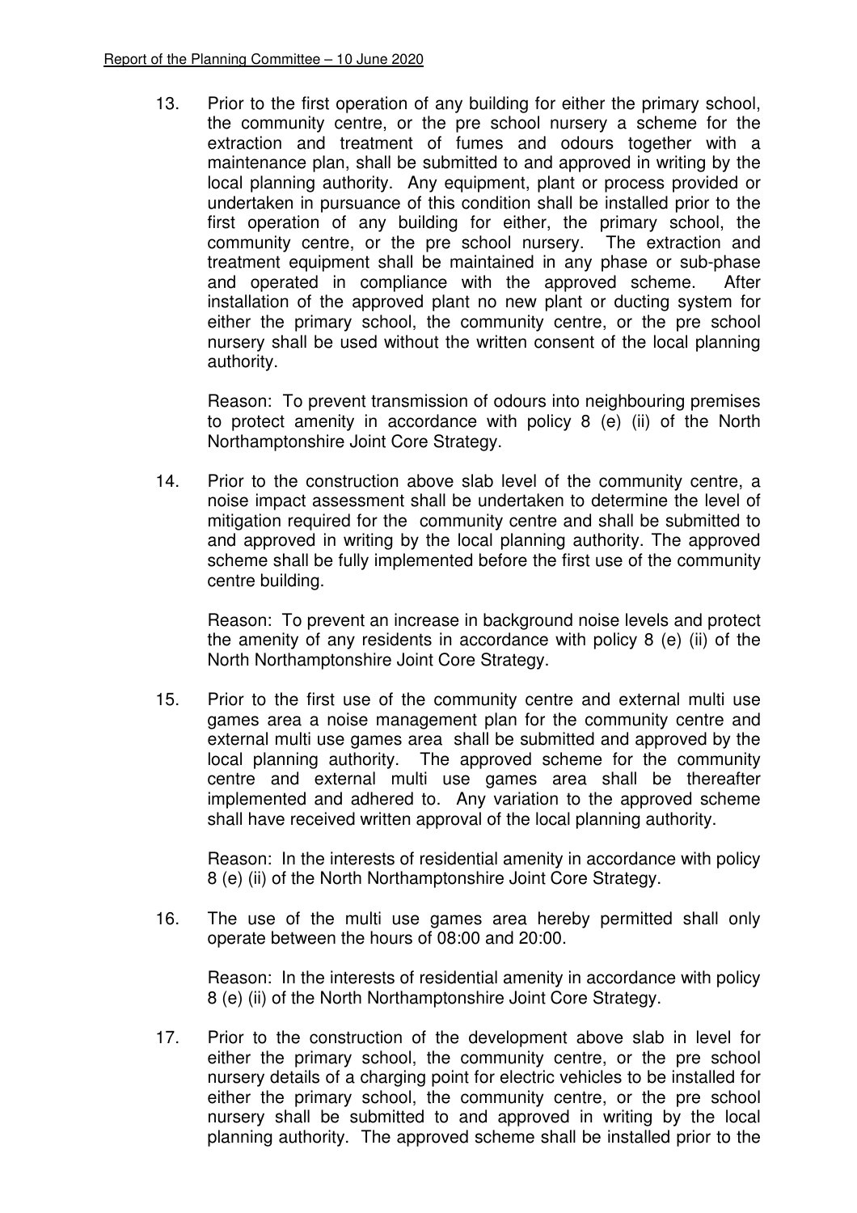13. Prior to the first operation of any building for either the primary school, the community centre, or the pre school nursery a scheme for the extraction and treatment of fumes and odours together with a maintenance plan, shall be submitted to and approved in writing by the local planning authority. Any equipment, plant or process provided or undertaken in pursuance of this condition shall be installed prior to the first operation of any building for either, the primary school, the community centre, or the pre school nursery. The extraction and treatment equipment shall be maintained in any phase or sub-phase and operated in compliance with the approved scheme. After installation of the approved plant no new plant or ducting system for either the primary school, the community centre, or the pre school nursery shall be used without the written consent of the local planning authority.

    Reason: To prevent transmission of odours into neighbouring premises to protect amenity in accordance with policy 8 (e) (ii) of the North Northamptonshire Joint Core Strategy.

14. Prior to the construction above slab level of the community centre, a noise impact assessment shall be undertaken to determine the level of mitigation required for the community centre and shall be submitted to and approved in writing by the local planning authority. The approved scheme shall be fully implemented before the first use of the community centre building.

    Reason: To prevent an increase in background noise levels and protect the amenity of any residents in accordance with policy 8 (e) (ii) of the North Northamptonshire Joint Core Strategy.

15. Prior to the first use of the community centre and external multi use games area a noise management plan for the community centre and external multi use games area shall be submitted and approved by the local planning authority. The approved scheme for the community centre and external multi use games area shall be thereafter implemented and adhered to. Any variation to the approved scheme shall have received written approval of the local planning authority.

    Reason: In the interests of residential amenity in accordance with policy 8 (e) (ii) of the North Northamptonshire Joint Core Strategy.

16. The use of the multi use games area hereby permitted shall only operate between the hours of 08:00 and 20:00.

    Reason: In the interests of residential amenity in accordance with policy 8 (e) (ii) of the North Northamptonshire Joint Core Strategy.

17. Prior to the construction of the development above slab in level for either the primary school, the community centre, or the pre school nursery details of a charging point for electric vehicles to be installed for either the primary school, the community centre, or the pre school nursery shall be submitted to and approved in writing by the local planning authority. The approved scheme shall be installed prior to the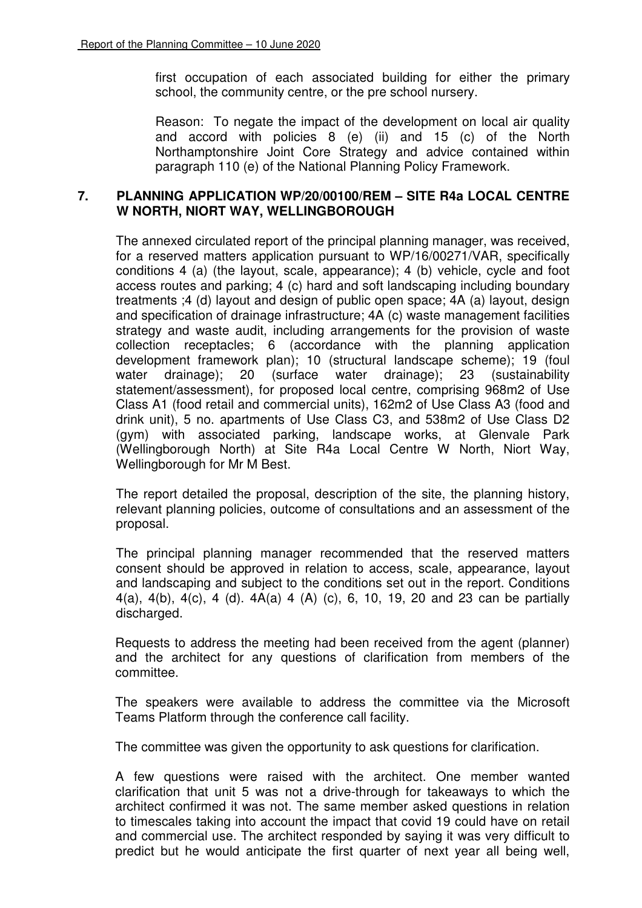first occupation of each associated building for either the primary school, the community centre, or the pre school nursery.

Reason: To negate the impact of the development on local air quality and accord with policies 8 (e) (ii) and 15 (c) of the North Northamptonshire Joint Core Strategy and advice contained within paragraph 110 (e) of the National Planning Policy Framework.

## 7. PLANNING APPLICATION WP/20/00100/REM – SITE R4a LOCAL CENTRE W NORTH, NIORT WAY, WELLINGBOROUGH

The annexed circulated report of the principal planning manager, was received, for a reserved matters application pursuant to WP/16/00271/VAR, specifically conditions 4 (a) (the layout, scale, appearance); 4 (b) vehicle, cycle and foot access routes and parking; 4 (c) hard and soft landscaping including boundary treatments ;4 (d) layout and design of public open space; 4A (a) layout, design and specification of drainage infrastructure; 4A (c) waste management facilities strategy and waste audit, including arrangements for the provision of waste collection receptacles; 6 (accordance with the planning application development framework plan); 10 (structural landscape scheme); 19 (foul water drainage); 20 (surface water drainage); 23 (sustainability statement/assessment), for proposed local centre, comprising 968m2 of Use Class A1 (food retail and commercial units), 162m2 of Use Class A3 (food and drink unit), 5 no. apartments of Use Class C3, and 538m2 of Use Class D2 (gym) with associated parking, landscape works, at Glenvale Park (Wellingborough North) at Site R4a Local Centre W North, Niort Way, Wellingborough for Mr M Best.

The report detailed the proposal, description of the site, the planning history, relevant planning policies, outcome of consultations and an assessment of the proposal.

The principal planning manager recommended that the reserved matters consent should be approved in relation to access, scale, appearance, layout and landscaping and subject to the conditions set out in the report. Conditions 4(a), 4(b), 4(c), 4 (d). 4A(a) 4 (A) (c), 6, 10, 19, 20 and 23 can be partially discharged.

Requests to address the meeting had been received from the agent (planner) and the architect for any questions of clarification from members of the committee.

The speakers were available to address the committee via the Microsoft Teams Platform through the conference call facility.

The committee was given the opportunity to ask questions for clarification.

A few questions were raised with the architect. One member wanted clarification that unit 5 was not a drive-through for takeaways to which the architect confirmed it was not. The same member asked questions in relation to timescales taking into account the impact that covid 19 could have on retail and commercial use. The architect responded by saying it was very difficult to predict but he would anticipate the first quarter of next year all being well,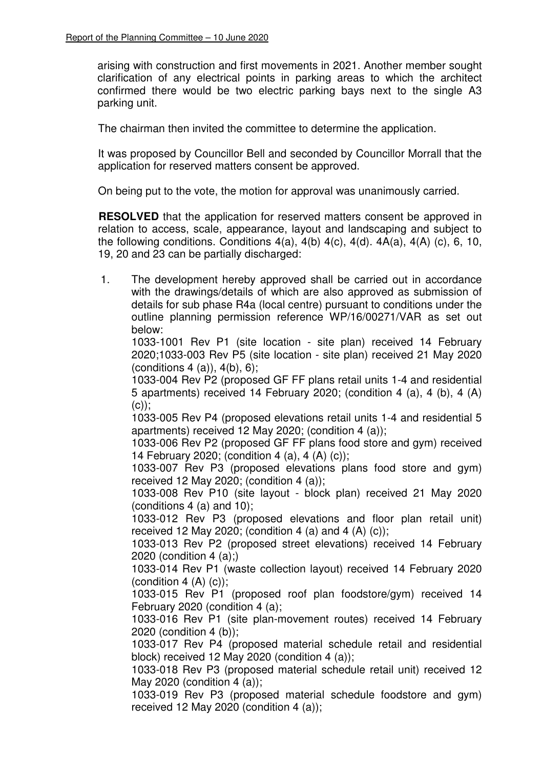arising with construction and first movements in 2021. Another member sought clarification of any electrical points in parking areas to which the architect confirmed there would be two electric parking bays next to the single A3 parking unit.

The chairman then invited the committee to determine the application.

It was proposed by Councillor Bell and seconded by Councillor Morrall that the application for reserved matters consent be approved.

On being put to the vote, the motion for approval was unanimously carried.

**RESOLVED** that the application for reserved matters consent be approved in relation to access, scale, appearance, layout and landscaping and subject to the following conditions. Conditions 4(a), 4(b) 4(c), 4(d). 4A(a), 4(A) (c), 6, 10, 19, 20 and 23 can be partially discharged:

1. The development hereby approved shall be carried out in accordance with the drawings/details of which are also approved as submission of details for sub phase R4a (local centre) pursuant to conditions under the outline planning permission reference WP/16/00271/VAR as set out below:

   1033-1001 Rev P1 (site location - site plan) received 14 February 2020;1033-003 Rev P5 (site location - site plan) received 21 May 2020 (conditions 4 (a)), 4(b), 6);

   1033-004 Rev P2 (proposed GF FF plans retail units 1-4 and residential 5 apartments) received 14 February 2020; (condition 4 (a), 4 (b), 4 (A) (c));

   1033-005 Rev P4 (proposed elevations retail units 1-4 and residential 5 apartments) received 12 May 2020; (condition 4 (a));

   1033-006 Rev P2 (proposed GF FF plans food store and gym) received 14 February 2020; (condition 4 (a), 4 (A) (c));

   1033-007 Rev P3 (proposed elevations plans food store and gym) received 12 May 2020; (condition 4 (a));

   1033-008 Rev P10 (site layout - block plan) received 21 May 2020 (conditions 4 (a) and 10);

   1033-012 Rev P3 (proposed elevations and floor plan retail unit) received 12 May 2020; (condition 4 (a) and 4 (A) (c));

   1033-013 Rev P2 (proposed street elevations) received 14 February 2020 (condition 4 (a);)

   1033-014 Rev P1 (waste collection layout) received 14 February 2020 (condition 4 (A) (c));

   1033-015 Rev P1 (proposed roof plan foodstore/gym) received 14 February 2020 (condition 4 (a);

   1033-016 Rev P1 (site plan-movement routes) received 14 February 2020 (condition 4 (b));

   1033-017 Rev P4 (proposed material schedule retail and residential block) received 12 May 2020 (condition 4 (a));

   1033-018 Rev P3 (proposed material schedule retail unit) received 12 May 2020 (condition 4 (a));

   1033-019 Rev P3 (proposed material schedule foodstore and gym) received 12 May 2020 (condition 4 (a));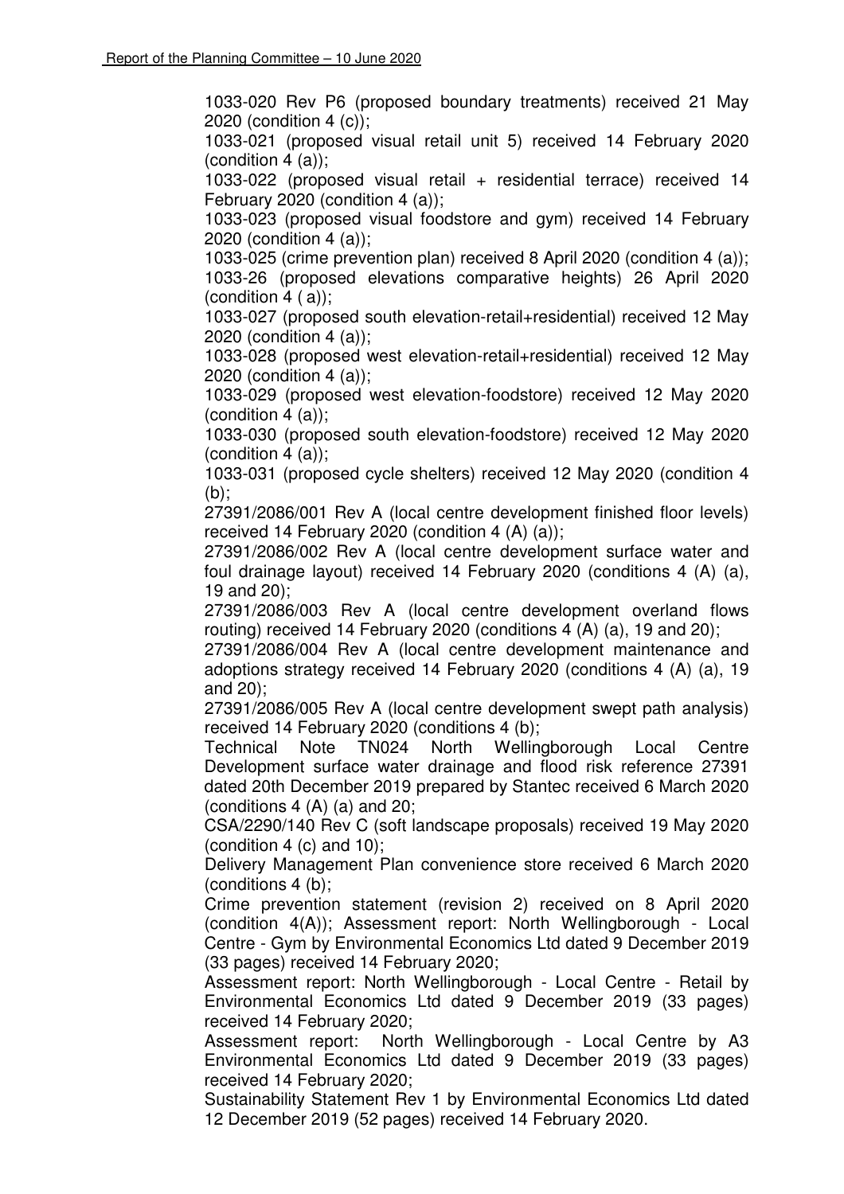1033-020 Rev P6 (proposed boundary treatments) received 21 May 2020 (condition 4 (c));

1033-021 (proposed visual retail unit 5) received 14 February 2020 (condition 4 (a));

1033-022 (proposed visual retail + residential terrace) received 14 February 2020 (condition 4 (a));

1033-023 (proposed visual foodstore and gym) received 14 February 2020 (condition 4 (a));

1033-025 (crime prevention plan) received 8 April 2020 (condition 4 (a));

1033-26 (proposed elevations comparative heights) 26 April 2020 (condition 4 ( a));

1033-027 (proposed south elevation-retail+residential) received 12 May 2020 (condition 4 (a));

1033-028 (proposed west elevation-retail+residential) received 12 May 2020 (condition 4 (a));

1033-029 (proposed west elevation-foodstore) received 12 May 2020 (condition 4 (a));

1033-030 (proposed south elevation-foodstore) received 12 May 2020 (condition 4 (a));

1033-031 (proposed cycle shelters) received 12 May 2020 (condition 4 (b);

27391/2086/001 Rev A (local centre development finished floor levels) received 14 February 2020 (condition 4 (A) (a));

27391/2086/002 Rev A (local centre development surface water and foul drainage layout) received 14 February 2020 (conditions 4 (A) (a), 19 and 20);

27391/2086/003 Rev A (local centre development overland flows routing) received 14 February 2020 (conditions 4 (A) (a), 19 and 20);

27391/2086/004 Rev A (local centre development maintenance and adoptions strategy received 14 February 2020 (conditions 4 (A) (a), 19 and 20);

27391/2086/005 Rev A (local centre development swept path analysis) received 14 February 2020 (conditions 4 (b);

Technical Note TN024 North Wellingborough Local Centre Development surface water drainage and flood risk reference 27391 dated 20th December 2019 prepared by Stantec received 6 March 2020 (conditions 4 (A) (a) and 20;

CSA/2290/140 Rev C (soft landscape proposals) received 19 May 2020 (condition 4 (c) and 10);

Delivery Management Plan convenience store received 6 March 2020 (conditions 4 (b);

Crime prevention statement (revision 2) received on 8 April 2020 (condition 4(A)); Assessment report: North Wellingborough - Local Centre - Gym by Environmental Economics Ltd dated 9 December 2019 (33 pages) received 14 February 2020;

Assessment report: North Wellingborough - Local Centre - Retail by Environmental Economics Ltd dated 9 December 2019 (33 pages) received 14 February 2020;

Assessment report: North Wellingborough - Local Centre by A3 Environmental Economics Ltd dated 9 December 2019 (33 pages) received 14 February 2020;

Sustainability Statement Rev 1 by Environmental Economics Ltd dated 12 December 2019 (52 pages) received 14 February 2020.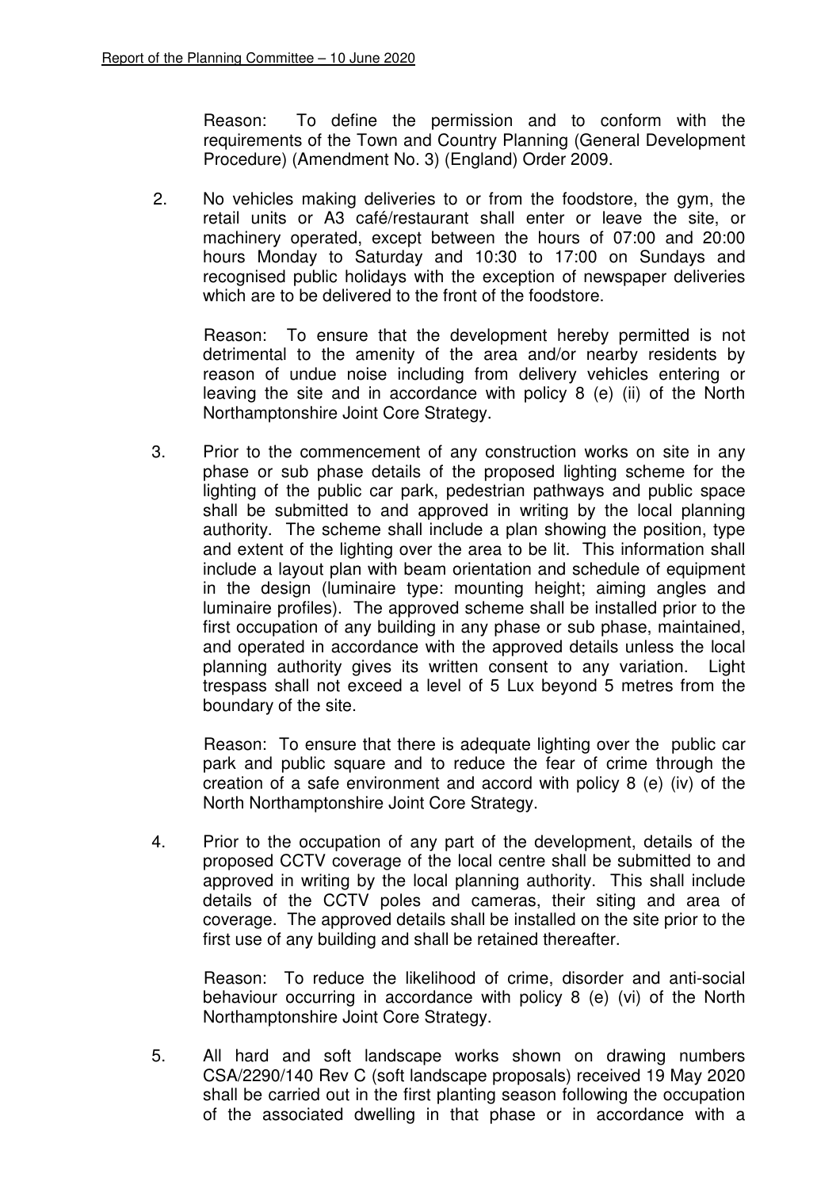Reason: To define the permission and to conform with the requirements of the Town and Country Planning (General Development Procedure) (Amendment No. 3) (England) Order 2009.

2. No vehicles making deliveries to or from the foodstore, the gym, the retail units or A3 café/restaurant shall enter or leave the site, or machinery operated, except between the hours of 07:00 and 20:00 hours Monday to Saturday and 10:30 to 17:00 on Sundays and recognised public holidays with the exception of newspaper deliveries which are to be delivered to the front of the foodstore.

   Reason: To ensure that the development hereby permitted is not detrimental to the amenity of the area and/or nearby residents by reason of undue noise including from delivery vehicles entering or leaving the site and in accordance with policy 8 (e) (ii) of the North Northamptonshire Joint Core Strategy.

3. Prior to the commencement of any construction works on site in any phase or sub phase details of the proposed lighting scheme for the lighting of the public car park, pedestrian pathways and public space shall be submitted to and approved in writing by the local planning authority. The scheme shall include a plan showing the position, type and extent of the lighting over the area to be lit. This information shall include a layout plan with beam orientation and schedule of equipment in the design (luminaire type: mounting height; aiming angles and luminaire profiles). The approved scheme shall be installed prior to the first occupation of any building in any phase or sub phase, maintained, and operated in accordance with the approved details unless the local planning authority gives its written consent to any variation. Light trespass shall not exceed a level of 5 Lux beyond 5 metres from the boundary of the site.

   Reason: To ensure that there is adequate lighting over the public car park and public square and to reduce the fear of crime through the creation of a safe environment and accord with policy 8 (e) (iv) of the North Northamptonshire Joint Core Strategy.

4. Prior to the occupation of any part of the development, details of the proposed CCTV coverage of the local centre shall be submitted to and approved in writing by the local planning authority. This shall include details of the CCTV poles and cameras, their siting and area of coverage. The approved details shall be installed on the site prior to the first use of any building and shall be retained thereafter.

   Reason: To reduce the likelihood of crime, disorder and anti-social behaviour occurring in accordance with policy 8 (e) (vi) of the North Northamptonshire Joint Core Strategy.

5. All hard and soft landscape works shown on drawing numbers CSA/2290/140 Rev C (soft landscape proposals) received 19 May 2020 shall be carried out in the first planting season following the occupation of the associated dwelling in that phase or in accordance with a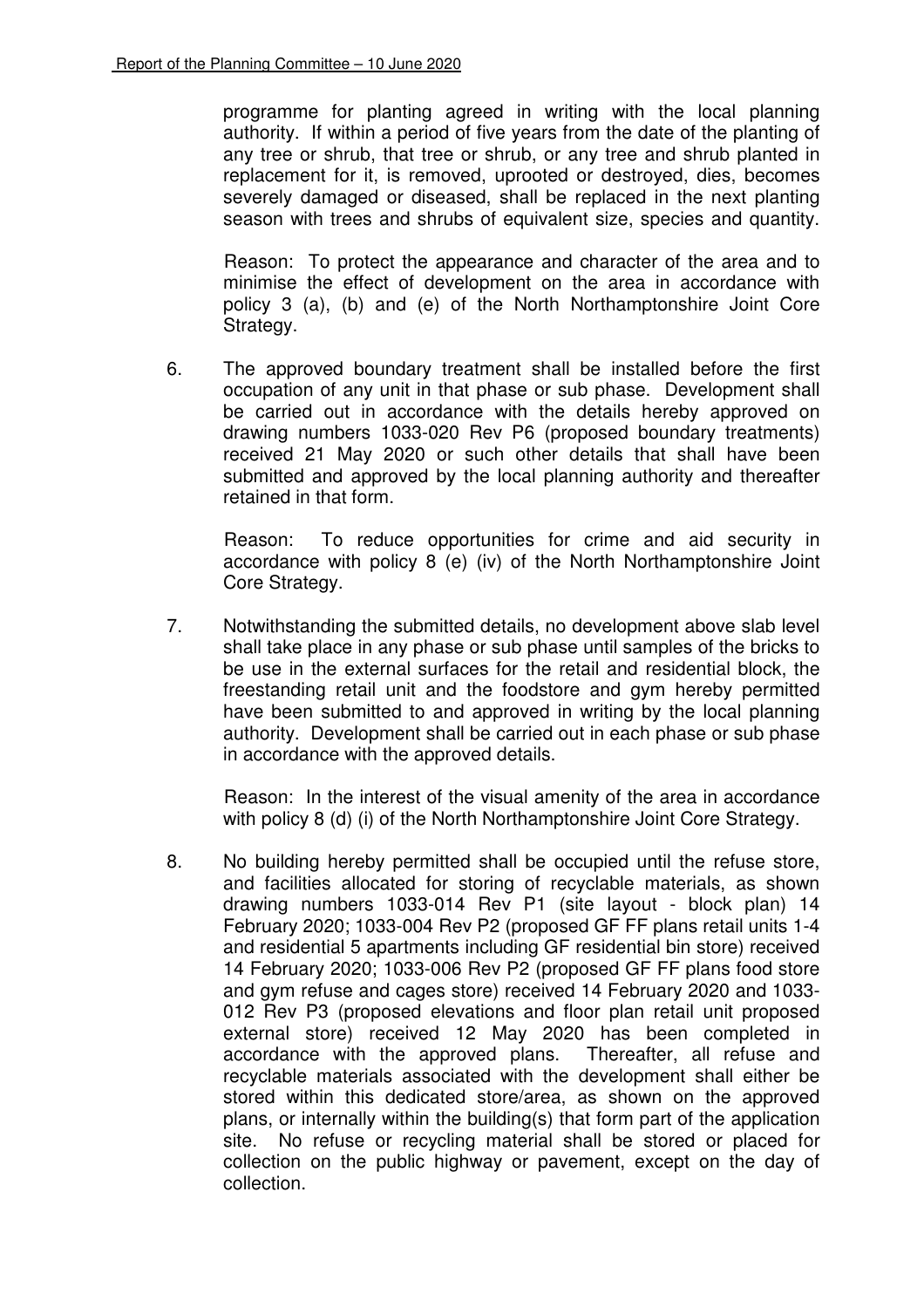programme for planting agreed in writing with the local planning authority. If within a period of five years from the date of the planting of any tree or shrub, that tree or shrub, or any tree and shrub planted in replacement for it, is removed, uprooted or destroyed, dies, becomes severely damaged or diseased, shall be replaced in the next planting season with trees and shrubs of equivalent size, species and quantity.

Reason: To protect the appearance and character of the area and to minimise the effect of development on the area in accordance with policy 3 (a), (b) and (e) of the North Northamptonshire Joint Core Strategy.

6. The approved boundary treatment shall be installed before the first occupation of any unit in that phase or sub phase. Development shall be carried out in accordance with the details hereby approved on drawing numbers 1033-020 Rev P6 (proposed boundary treatments) received 21 May 2020 or such other details that shall have been submitted and approved by the local planning authority and thereafter retained in that form.

   Reason: To reduce opportunities for crime and aid security in accordance with policy 8 (e) (iv) of the North Northamptonshire Joint Core Strategy.

7. Notwithstanding the submitted details, no development above slab level shall take place in any phase or sub phase until samples of the bricks to be use in the external surfaces for the retail and residential block, the freestanding retail unit and the foodstore and gym hereby permitted have been submitted to and approved in writing by the local planning authority. Development shall be carried out in each phase or sub phase in accordance with the approved details.

   Reason: In the interest of the visual amenity of the area in accordance with policy 8 (d) (i) of the North Northamptonshire Joint Core Strategy.

8. No building hereby permitted shall be occupied until the refuse store, and facilities allocated for storing of recyclable materials, as shown drawing numbers 1033-014 Rev P1 (site layout - block plan) 14 February 2020; 1033-004 Rev P2 (proposed GF FF plans retail units 1-4 and residential 5 apartments including GF residential bin store) received 14 February 2020; 1033-006 Rev P2 (proposed GF FF plans food store and gym refuse and cages store) received 14 February 2020 and 1033-012 Rev P3 (proposed elevations and floor plan retail unit proposed external store) received 12 May 2020 has been completed in accordance with the approved plans. Thereafter, all refuse and recyclable materials associated with the development shall either be stored within this dedicated store/area, as shown on the approved plans, or internally within the building(s) that form part of the application site. No refuse or recycling material shall be stored or placed for collection on the public highway or pavement, except on the day of collection.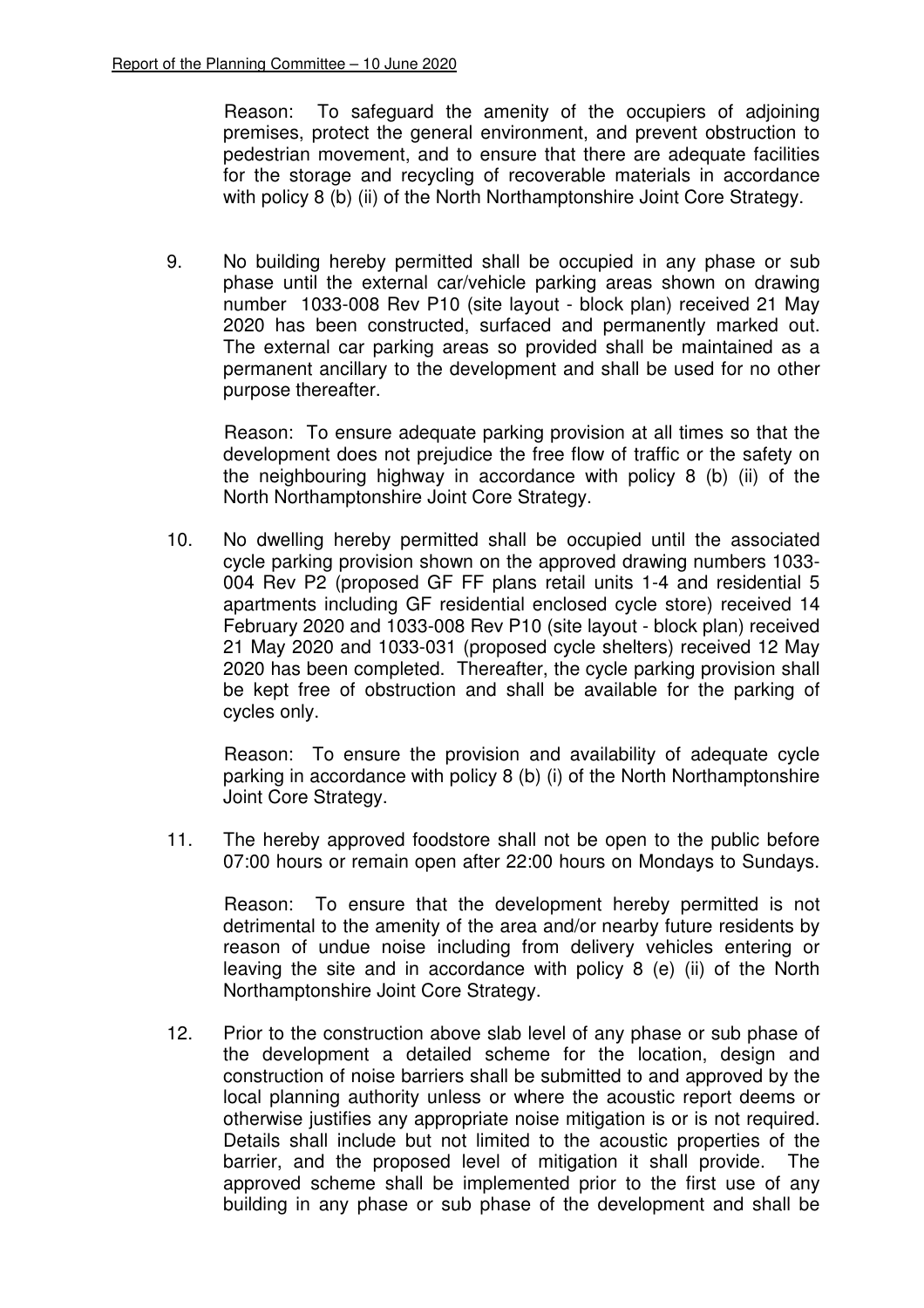Reason: To safeguard the amenity of the occupiers of adjoining premises, protect the general environment, and prevent obstruction to pedestrian movement, and to ensure that there are adequate facilities for the storage and recycling of recoverable materials in accordance with policy 8 (b) (ii) of the North Northamptonshire Joint Core Strategy.

9. No building hereby permitted shall be occupied in any phase or sub phase until the external car/vehicle parking areas shown on drawing number 1033-008 Rev P10 (site layout - block plan) received 21 May 2020 has been constructed, surfaced and permanently marked out. The external car parking areas so provided shall be maintained as a permanent ancillary to the development and shall be used for no other purpose thereafter.

   Reason: To ensure adequate parking provision at all times so that the development does not prejudice the free flow of traffic or the safety on the neighbouring highway in accordance with policy 8 (b) (ii) of the North Northamptonshire Joint Core Strategy.

10. No dwelling hereby permitted shall be occupied until the associated cycle parking provision shown on the approved drawing numbers 1033-004 Rev P2 (proposed GF FF plans retail units 1-4 and residential 5 apartments including GF residential enclosed cycle store) received 14 February 2020 and 1033-008 Rev P10 (site layout - block plan) received 21 May 2020 and 1033-031 (proposed cycle shelters) received 12 May 2020 has been completed. Thereafter, the cycle parking provision shall be kept free of obstruction and shall be available for the parking of cycles only.

    Reason: To ensure the provision and availability of adequate cycle parking in accordance with policy 8 (b) (i) of the North Northamptonshire Joint Core Strategy.

11. The hereby approved foodstore shall not be open to the public before 07:00 hours or remain open after 22:00 hours on Mondays to Sundays.

    Reason: To ensure that the development hereby permitted is not detrimental to the amenity of the area and/or nearby future residents by reason of undue noise including from delivery vehicles entering or leaving the site and in accordance with policy 8 (e) (ii) of the North Northamptonshire Joint Core Strategy.

12. Prior to the construction above slab level of any phase or sub phase of the development a detailed scheme for the location, design and construction of noise barriers shall be submitted to and approved by the local planning authority unless or where the acoustic report deems or otherwise justifies any appropriate noise mitigation is or is not required. Details shall include but not limited to the acoustic properties of the barrier, and the proposed level of mitigation it shall provide. The approved scheme shall be implemented prior to the first use of any building in any phase or sub phase of the development and shall be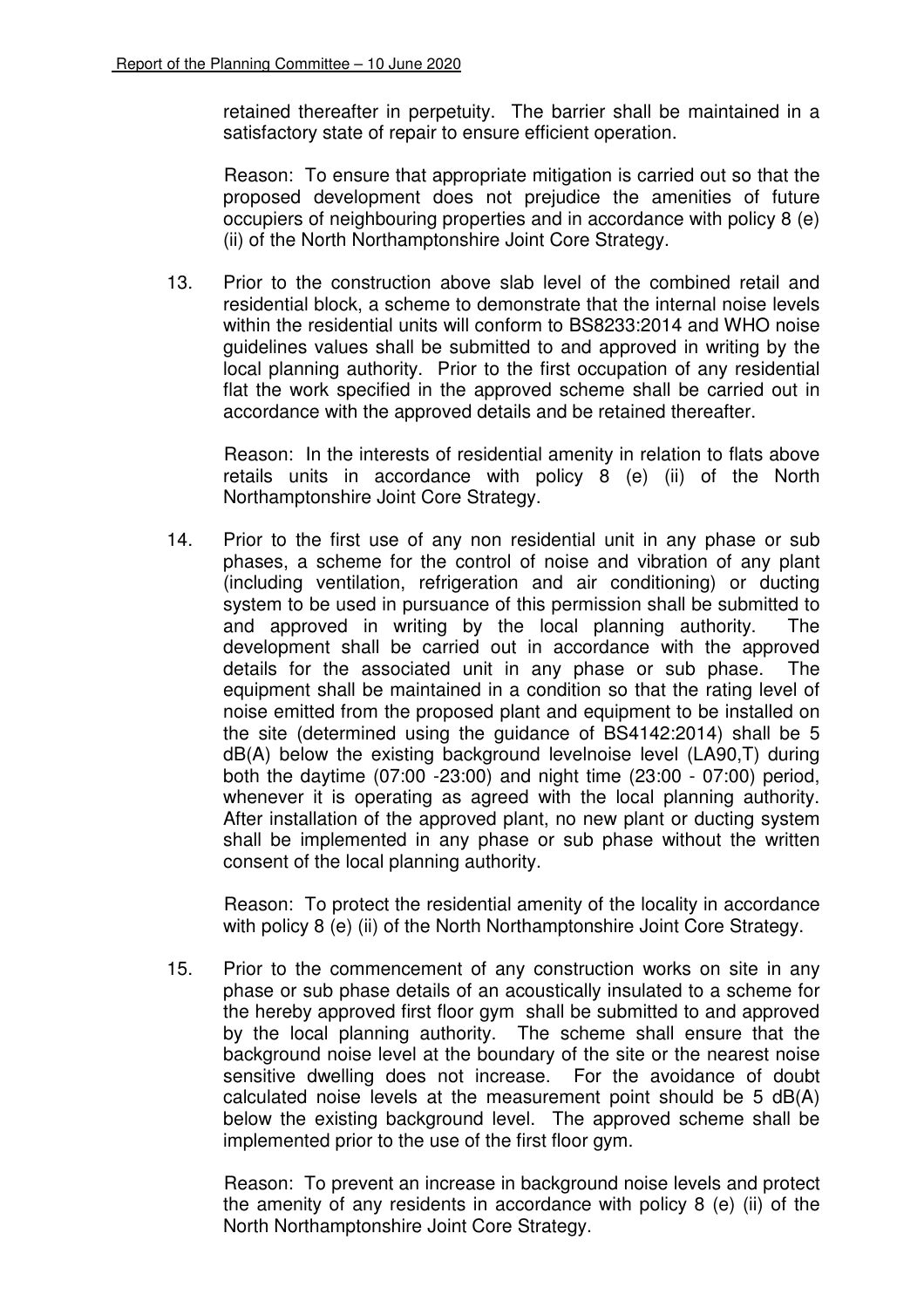retained thereafter in perpetuity. The barrier shall be maintained in a satisfactory state of repair to ensure efficient operation.

Reason: To ensure that appropriate mitigation is carried out so that the proposed development does not prejudice the amenities of future occupiers of neighbouring properties and in accordance with policy 8 (e) (ii) of the North Northamptonshire Joint Core Strategy.

13. Prior to the construction above slab level of the combined retail and residential block, a scheme to demonstrate that the internal noise levels within the residential units will conform to BS8233:2014 and WHO noise guidelines values shall be submitted to and approved in writing by the local planning authority. Prior to the first occupation of any residential flat the work specified in the approved scheme shall be carried out in accordance with the approved details and be retained thereafter.

    Reason: In the interests of residential amenity in relation to flats above retails units in accordance with policy 8 (e) (ii) of the North Northamptonshire Joint Core Strategy.

14. Prior to the first use of any non residential unit in any phase or sub phases, a scheme for the control of noise and vibration of any plant (including ventilation, refrigeration and air conditioning) or ducting system to be used in pursuance of this permission shall be submitted to and approved in writing by the local planning authority. The development shall be carried out in accordance with the approved details for the associated unit in any phase or sub phase. The equipment shall be maintained in a condition so that the rating level of noise emitted from the proposed plant and equipment to be installed on the site (determined using the guidance of BS4142:2014) shall be 5 dB(A) below the existing background levelnoise level (LA90,T) during both the daytime (07:00 -23:00) and night time (23:00 - 07:00) period, whenever it is operating as agreed with the local planning authority. After installation of the approved plant, no new plant or ducting system shall be implemented in any phase or sub phase without the written consent of the local planning authority.

    Reason: To protect the residential amenity of the locality in accordance with policy 8 (e) (ii) of the North Northamptonshire Joint Core Strategy.

15. Prior to the commencement of any construction works on site in any phase or sub phase details of an acoustically insulated to a scheme for the hereby approved first floor gym shall be submitted to and approved by the local planning authority. The scheme shall ensure that the background noise level at the boundary of the site or the nearest noise sensitive dwelling does not increase. For the avoidance of doubt calculated noise levels at the measurement point should be 5 dB(A) below the existing background level. The approved scheme shall be implemented prior to the use of the first floor gym.

    Reason: To prevent an increase in background noise levels and protect the amenity of any residents in accordance with policy 8 (e) (ii) of the North Northamptonshire Joint Core Strategy.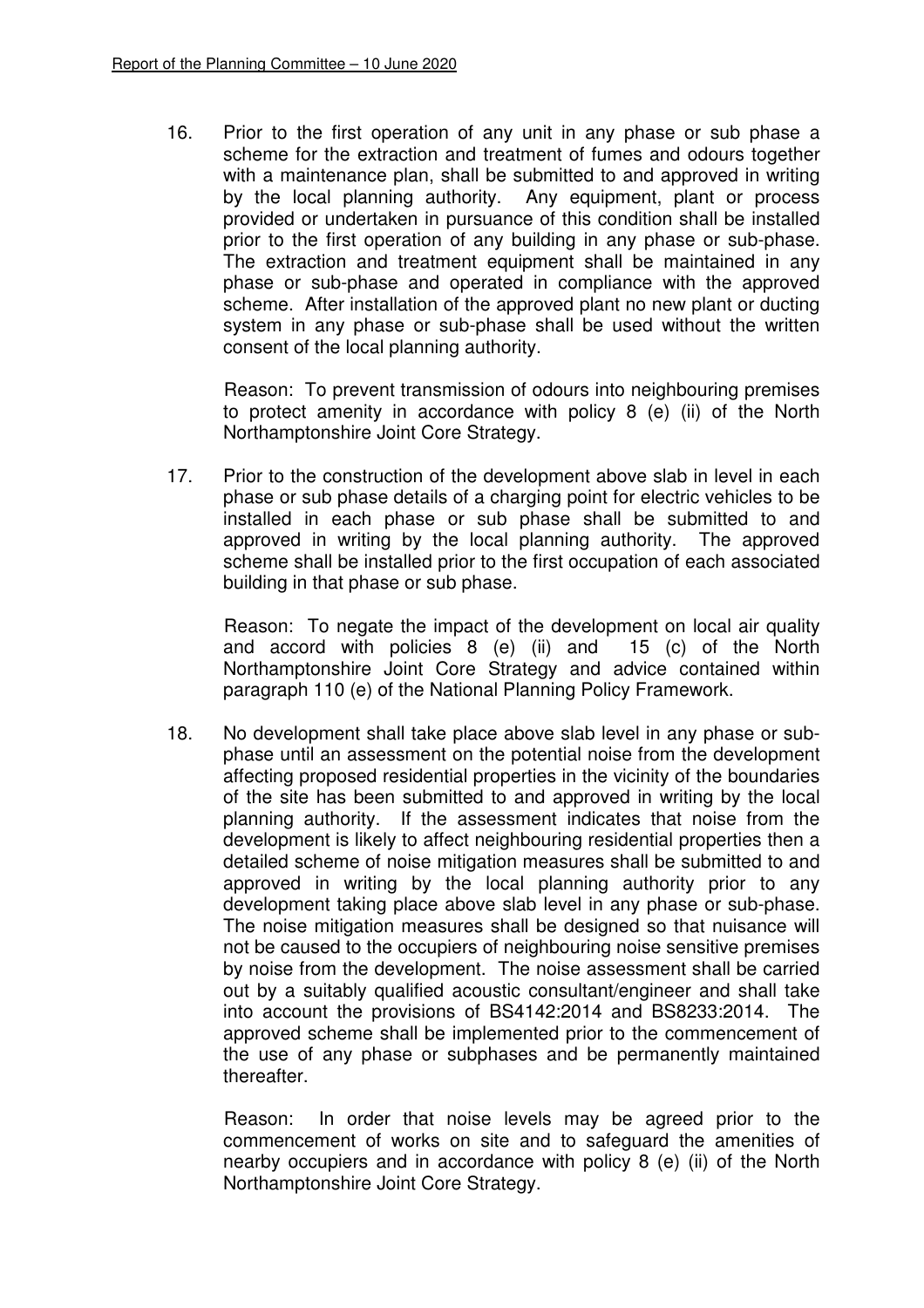16. Prior to the first operation of any unit in any phase or sub phase a scheme for the extraction and treatment of fumes and odours together with a maintenance plan, shall be submitted to and approved in writing by the local planning authority. Any equipment, plant or process provided or undertaken in pursuance of this condition shall be installed prior to the first operation of any building in any phase or sub-phase. The extraction and treatment equipment shall be maintained in any phase or sub-phase and operated in compliance with the approved scheme. After installation of the approved plant no new plant or ducting system in any phase or sub-phase shall be used without the written consent of the local planning authority.

    Reason: To prevent transmission of odours into neighbouring premises to protect amenity in accordance with policy 8 (e) (ii) of the North Northamptonshire Joint Core Strategy.

17. Prior to the construction of the development above slab in level in each phase or sub phase details of a charging point for electric vehicles to be installed in each phase or sub phase shall be submitted to and approved in writing by the local planning authority. The approved scheme shall be installed prior to the first occupation of each associated building in that phase or sub phase.

    Reason: To negate the impact of the development on local air quality and accord with policies 8 (e) (ii) and 15 (c) of the North Northamptonshire Joint Core Strategy and advice contained within paragraph 110 (e) of the National Planning Policy Framework.

18. No development shall take place above slab level in any phase or sub-phase until an assessment on the potential noise from the development affecting proposed residential properties in the vicinity of the boundaries of the site has been submitted to and approved in writing by the local planning authority. If the assessment indicates that noise from the development is likely to affect neighbouring residential properties then a detailed scheme of noise mitigation measures shall be submitted to and approved in writing by the local planning authority prior to any development taking place above slab level in any phase or sub-phase. The noise mitigation measures shall be designed so that nuisance will not be caused to the occupiers of neighbouring noise sensitive premises by noise from the development. The noise assessment shall be carried out by a suitably qualified acoustic consultant/engineer and shall take into account the provisions of BS4142:2014 and BS8233:2014. The approved scheme shall be implemented prior to the commencement of the use of any phase or subphases and be permanently maintained thereafter.

    Reason: In order that noise levels may be agreed prior to the commencement of works on site and to safeguard the amenities of nearby occupiers and in accordance with policy 8 (e) (ii) of the North Northamptonshire Joint Core Strategy.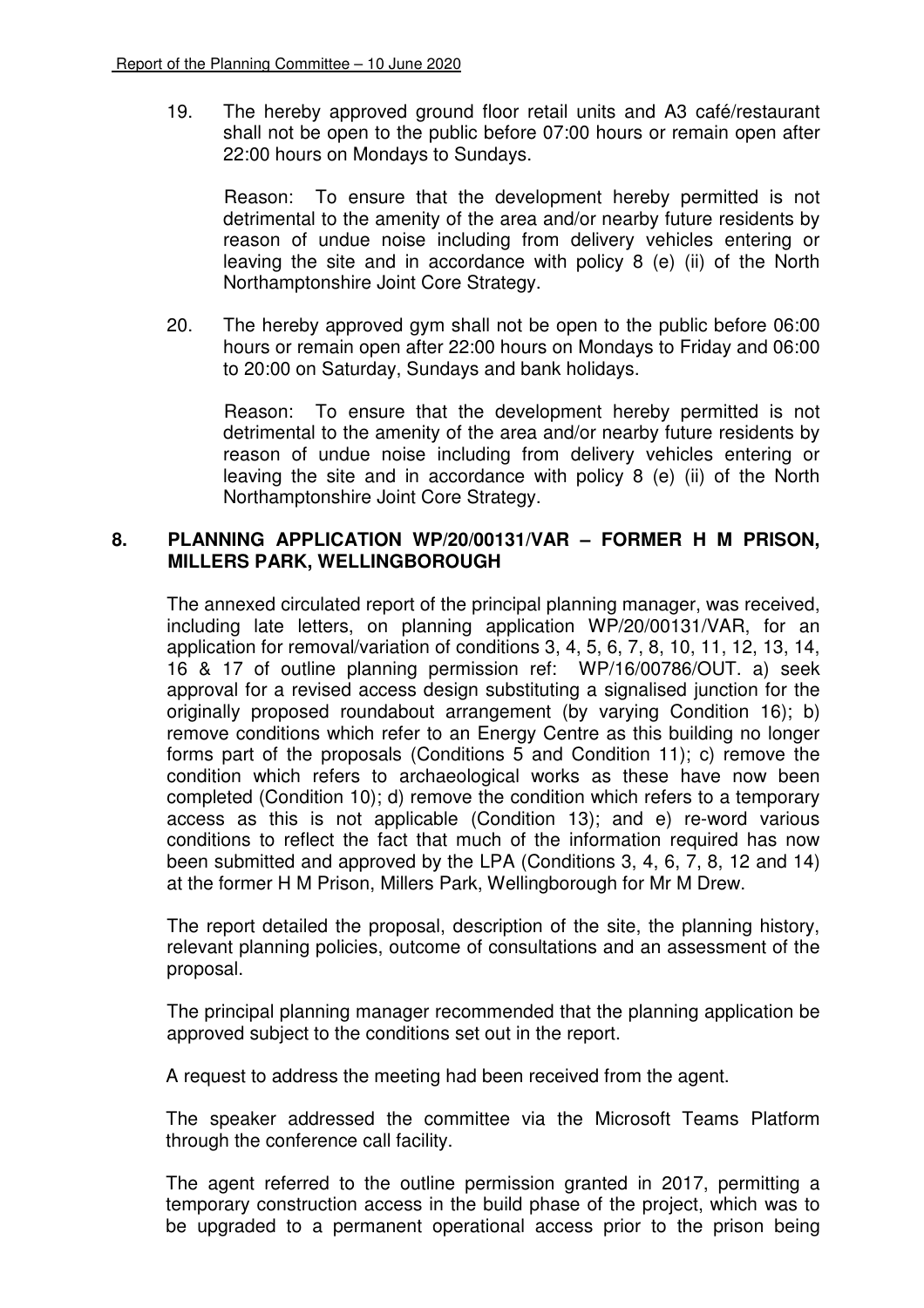19. The hereby approved ground floor retail units and A3 café/restaurant shall not be open to the public before 07:00 hours or remain open after 22:00 hours on Mondays to Sundays.

    Reason: To ensure that the development hereby permitted is not detrimental to the amenity of the area and/or nearby future residents by reason of undue noise including from delivery vehicles entering or leaving the site and in accordance with policy 8 (e) (ii) of the North Northamptonshire Joint Core Strategy.

20. The hereby approved gym shall not be open to the public before 06:00 hours or remain open after 22:00 hours on Mondays to Friday and 06:00 to 20:00 on Saturday, Sundays and bank holidays.

    Reason: To ensure that the development hereby permitted is not detrimental to the amenity of the area and/or nearby future residents by reason of undue noise including from delivery vehicles entering or leaving the site and in accordance with policy 8 (e) (ii) of the North Northamptonshire Joint Core Strategy.

## 8. PLANNING APPLICATION WP/20/00131/VAR – FORMER H M PRISON, MILLERS PARK, WELLINGBOROUGH

The annexed circulated report of the principal planning manager, was received, including late letters, on planning application WP/20/00131/VAR, for an application for removal/variation of conditions 3, 4, 5, 6, 7, 8, 10, 11, 12, 13, 14, 16 & 17 of outline planning permission ref: WP/16/00786/OUT. a) seek approval for a revised access design substituting a signalised junction for the originally proposed roundabout arrangement (by varying Condition 16); b) remove conditions which refer to an Energy Centre as this building no longer forms part of the proposals (Conditions 5 and Condition 11); c) remove the condition which refers to archaeological works as these have now been completed (Condition 10); d) remove the condition which refers to a temporary access as this is not applicable (Condition 13); and e) re-word various conditions to reflect the fact that much of the information required has now been submitted and approved by the LPA (Conditions 3, 4, 6, 7, 8, 12 and 14) at the former H M Prison, Millers Park, Wellingborough for Mr M Drew.

The report detailed the proposal, description of the site, the planning history, relevant planning policies, outcome of consultations and an assessment of the proposal.

The principal planning manager recommended that the planning application be approved subject to the conditions set out in the report.

A request to address the meeting had been received from the agent.

The speaker addressed the committee via the Microsoft Teams Platform through the conference call facility.

The agent referred to the outline permission granted in 2017, permitting a temporary construction access in the build phase of the project, which was to be upgraded to a permanent operational access prior to the prison being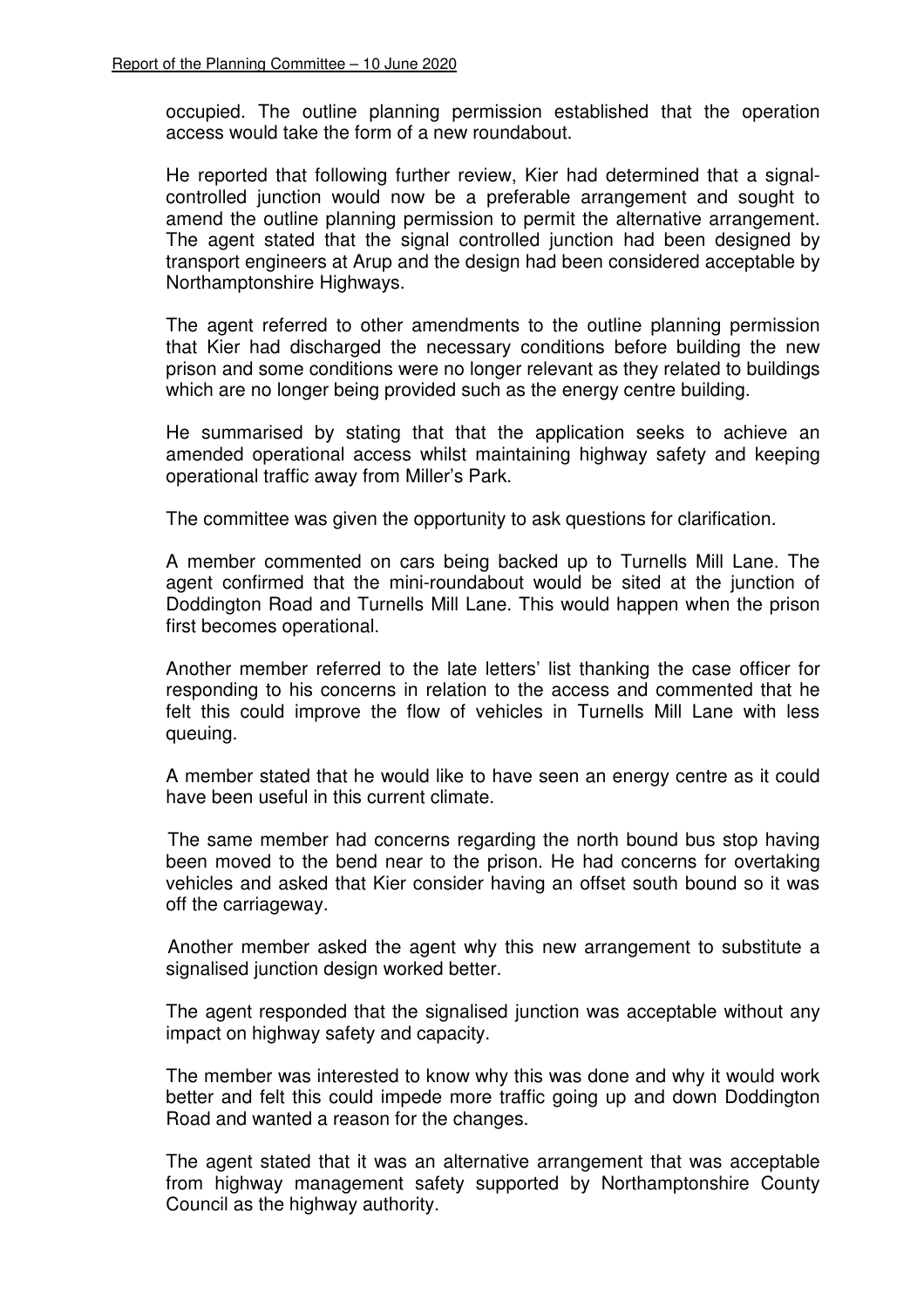occupied. The outline planning permission established that the operation access would take the form of a new roundabout.

He reported that following further review, Kier had determined that a signal-controlled junction would now be a preferable arrangement and sought to amend the outline planning permission to permit the alternative arrangement. The agent stated that the signal controlled junction had been designed by transport engineers at Arup and the design had been considered acceptable by Northamptonshire Highways.

The agent referred to other amendments to the outline planning permission that Kier had discharged the necessary conditions before building the new prison and some conditions were no longer relevant as they related to buildings which are no longer being provided such as the energy centre building.

He summarised by stating that that the application seeks to achieve an amended operational access whilst maintaining highway safety and keeping operational traffic away from Miller's Park.

The committee was given the opportunity to ask questions for clarification.

A member commented on cars being backed up to Turnells Mill Lane. The agent confirmed that the mini-roundabout would be sited at the junction of Doddington Road and Turnells Mill Lane. This would happen when the prison first becomes operational.

Another member referred to the late letters' list thanking the case officer for responding to his concerns in relation to the access and commented that he felt this could improve the flow of vehicles in Turnells Mill Lane with less queuing.

A member stated that he would like to have seen an energy centre as it could have been useful in this current climate.

The same member had concerns regarding the north bound bus stop having been moved to the bend near to the prison. He had concerns for overtaking vehicles and asked that Kier consider having an offset south bound so it was off the carriageway.

Another member asked the agent why this new arrangement to substitute a signalised junction design worked better.

The agent responded that the signalised junction was acceptable without any impact on highway safety and capacity.

The member was interested to know why this was done and why it would work better and felt this could impede more traffic going up and down Doddington Road and wanted a reason for the changes.

The agent stated that it was an alternative arrangement that was acceptable from highway management safety supported by Northamptonshire County Council as the highway authority.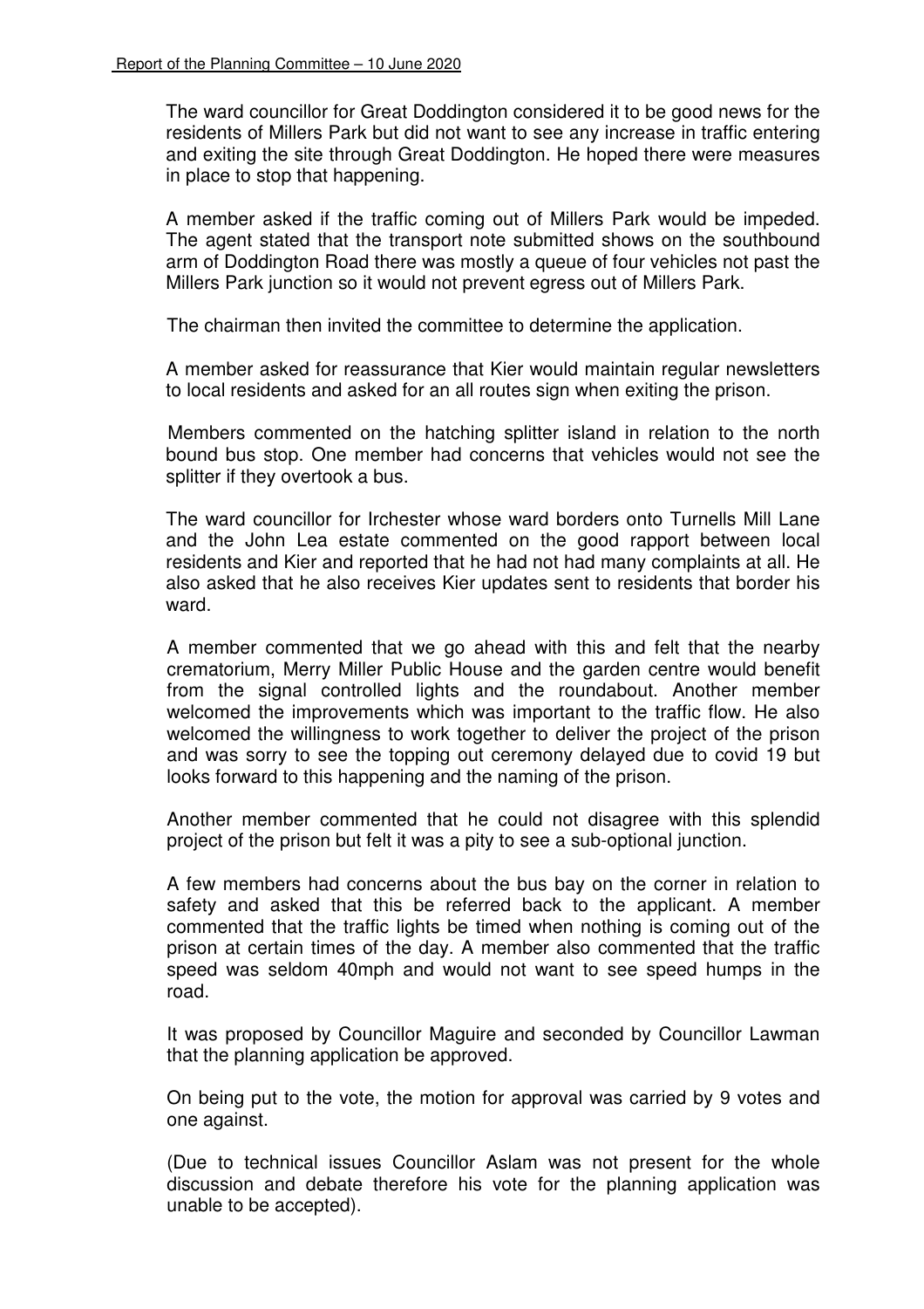The ward councillor for Great Doddington considered it to be good news for the residents of Millers Park but did not want to see any increase in traffic entering and exiting the site through Great Doddington. He hoped there were measures in place to stop that happening.

A member asked if the traffic coming out of Millers Park would be impeded. The agent stated that the transport note submitted shows on the southbound arm of Doddington Road there was mostly a queue of four vehicles not past the Millers Park junction so it would not prevent egress out of Millers Park.

The chairman then invited the committee to determine the application.

A member asked for reassurance that Kier would maintain regular newsletters to local residents and asked for an all routes sign when exiting the prison.

Members commented on the hatching splitter island in relation to the north bound bus stop. One member had concerns that vehicles would not see the splitter if they overtook a bus.

The ward councillor for Irchester whose ward borders onto Turnells Mill Lane and the John Lea estate commented on the good rapport between local residents and Kier and reported that he had not had many complaints at all. He also asked that he also receives Kier updates sent to residents that border his ward.

A member commented that we go ahead with this and felt that the nearby crematorium, Merry Miller Public House and the garden centre would benefit from the signal controlled lights and the roundabout. Another member welcomed the improvements which was important to the traffic flow. He also welcomed the willingness to work together to deliver the project of the prison and was sorry to see the topping out ceremony delayed due to covid 19 but looks forward to this happening and the naming of the prison.

Another member commented that he could not disagree with this splendid project of the prison but felt it was a pity to see a sub-optional junction.

A few members had concerns about the bus bay on the corner in relation to safety and asked that this be referred back to the applicant. A member commented that the traffic lights be timed when nothing is coming out of the prison at certain times of the day. A member also commented that the traffic speed was seldom 40mph and would not want to see speed humps in the road.

It was proposed by Councillor Maguire and seconded by Councillor Lawman that the planning application be approved.

On being put to the vote, the motion for approval was carried by 9 votes and one against.

(Due to technical issues Councillor Aslam was not present for the whole discussion and debate therefore his vote for the planning application was unable to be accepted).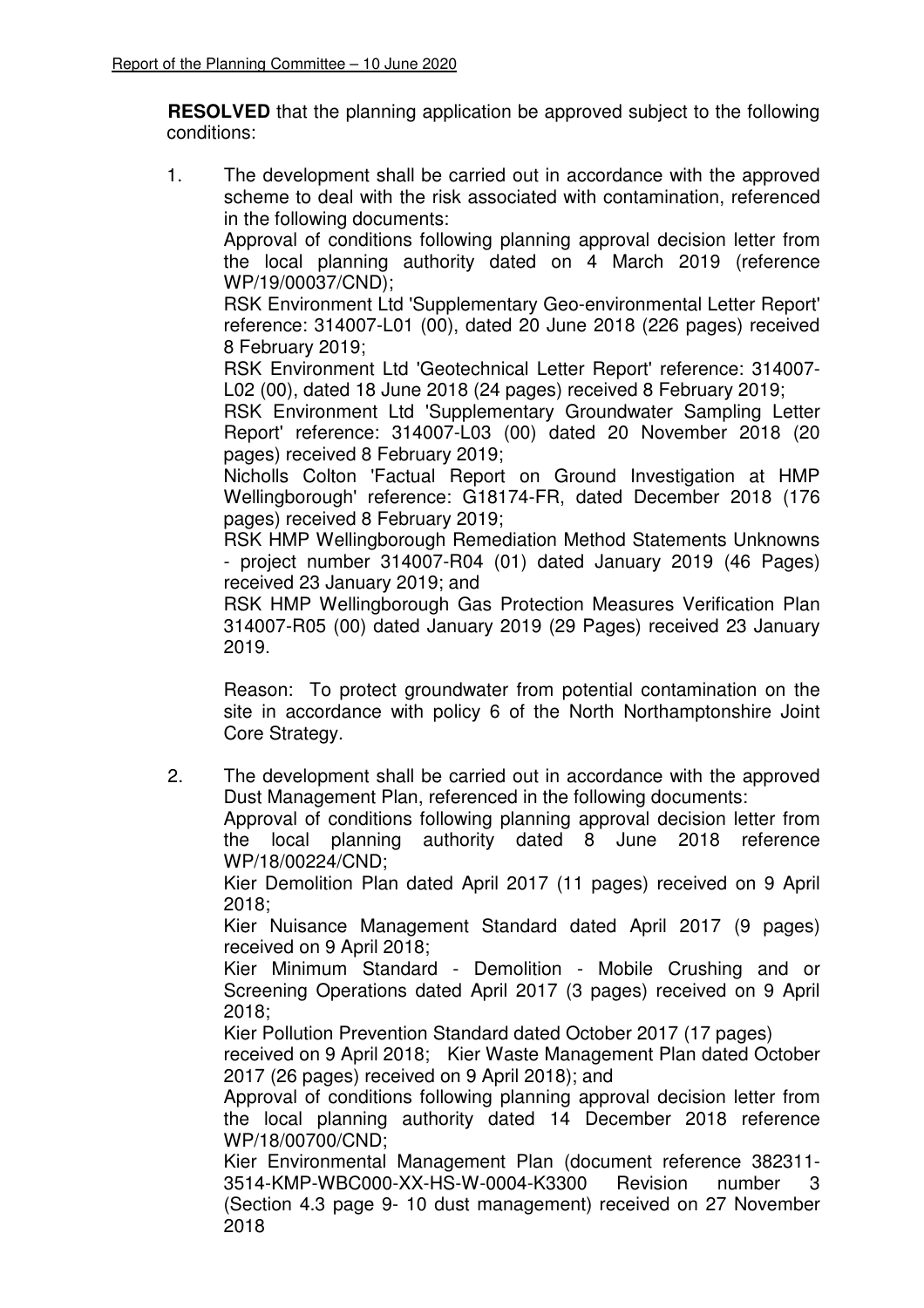**RESOLVED** that the planning application be approved subject to the following conditions:

1. The development shall be carried out in accordance with the approved scheme to deal with the risk associated with contamination, referenced in the following documents:
   Approval of conditions following planning approval decision letter from the local planning authority dated on 4 March 2019 (reference WP/19/00037/CND);
   RSK Environment Ltd 'Supplementary Geo-environmental Letter Report' reference: 314007-L01 (00), dated 20 June 2018 (226 pages) received 8 February 2019;
   RSK Environment Ltd 'Geotechnical Letter Report' reference: 314007-L02 (00), dated 18 June 2018 (24 pages) received 8 February 2019;
   RSK Environment Ltd 'Supplementary Groundwater Sampling Letter Report' reference: 314007-L03 (00) dated 20 November 2018 (20 pages) received 8 February 2019;
   Nicholls Colton 'Factual Report on Ground Investigation at HMP Wellingborough' reference: G18174-FR, dated December 2018 (176 pages) received 8 February 2019;
   RSK HMP Wellingborough Remediation Method Statements Unknowns - project number 314007-R04 (01) dated January 2019 (46 Pages) received 23 January 2019; and
   RSK HMP Wellingborough Gas Protection Measures Verification Plan 314007-R05 (00) dated January 2019 (29 Pages) received 23 January 2019.

   Reason: To protect groundwater from potential contamination on the site in accordance with policy 6 of the North Northamptonshire Joint Core Strategy.

2. The development shall be carried out in accordance with the approved Dust Management Plan, referenced in the following documents:
   Approval of conditions following planning approval decision letter from the local planning authority dated 8 June 2018 reference WP/18/00224/CND;
   Kier Demolition Plan dated April 2017 (11 pages) received on 9 April 2018;
   Kier Nuisance Management Standard dated April 2017 (9 pages) received on 9 April 2018;
   Kier Minimum Standard - Demolition - Mobile Crushing and or Screening Operations dated April 2017 (3 pages) received on 9 April 2018;
   Kier Pollution Prevention Standard dated October 2017 (17 pages) received on 9 April 2018; Kier Waste Management Plan dated October 2017 (26 pages) received on 9 April 2018); and
   Approval of conditions following planning approval decision letter from the local planning authority dated 14 December 2018 reference WP/18/00700/CND;
   Kier Environmental Management Plan (document reference 382311-3514-KMP-WBC000-XX-HS-W-0004-K3300 Revision number 3 (Section 4.3 page 9- 10 dust management) received on 27 November 2018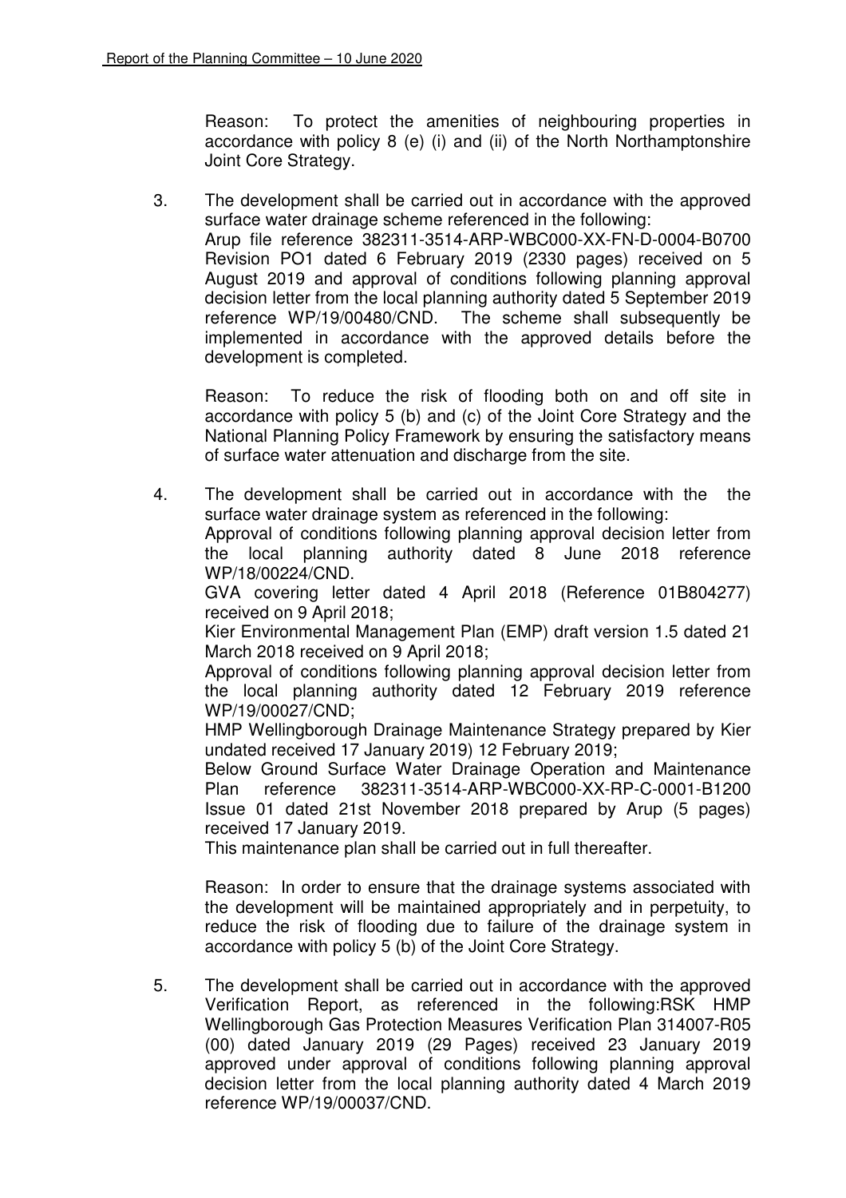Reason: To protect the amenities of neighbouring properties in accordance with policy 8 (e) (i) and (ii) of the North Northamptonshire Joint Core Strategy.

3. The development shall be carried out in accordance with the approved surface water drainage scheme referenced in the following:
   Arup file reference 382311-3514-ARP-WBC000-XX-FN-D-0004-B0700 Revision PO1 dated 6 February 2019 (2330 pages) received on 5 August 2019 and approval of conditions following planning approval decision letter from the local planning authority dated 5 September 2019 reference WP/19/00480/CND. The scheme shall subsequently be implemented in accordance with the approved details before the development is completed.

   Reason: To reduce the risk of flooding both on and off site in accordance with policy 5 (b) and (c) of the Joint Core Strategy and the National Planning Policy Framework by ensuring the satisfactory means of surface water attenuation and discharge from the site.

4. The development shall be carried out in accordance with the the surface water drainage system as referenced in the following:
   Approval of conditions following planning approval decision letter from the local planning authority dated 8 June 2018 reference WP/18/00224/CND.
   GVA covering letter dated 4 April 2018 (Reference 01B804277) received on 9 April 2018;
   Kier Environmental Management Plan (EMP) draft version 1.5 dated 21 March 2018 received on 9 April 2018;
   Approval of conditions following planning approval decision letter from the local planning authority dated 12 February 2019 reference WP/19/00027/CND;
   HMP Wellingborough Drainage Maintenance Strategy prepared by Kier undated received 17 January 2019) 12 February 2019;
   Below Ground Surface Water Drainage Operation and Maintenance Plan reference 382311-3514-ARP-WBC000-XX-RP-C-0001-B1200 Issue 01 dated 21st November 2018 prepared by Arup (5 pages) received 17 January 2019.
   This maintenance plan shall be carried out in full thereafter.

   Reason: In order to ensure that the drainage systems associated with the development will be maintained appropriately and in perpetuity, to reduce the risk of flooding due to failure of the drainage system in accordance with policy 5 (b) of the Joint Core Strategy.

5. The development shall be carried out in accordance with the approved Verification Report, as referenced in the following:RSK HMP Wellingborough Gas Protection Measures Verification Plan 314007-R05 (00) dated January 2019 (29 Pages) received 23 January 2019 approved under approval of conditions following planning approval decision letter from the local planning authority dated 4 March 2019 reference WP/19/00037/CND.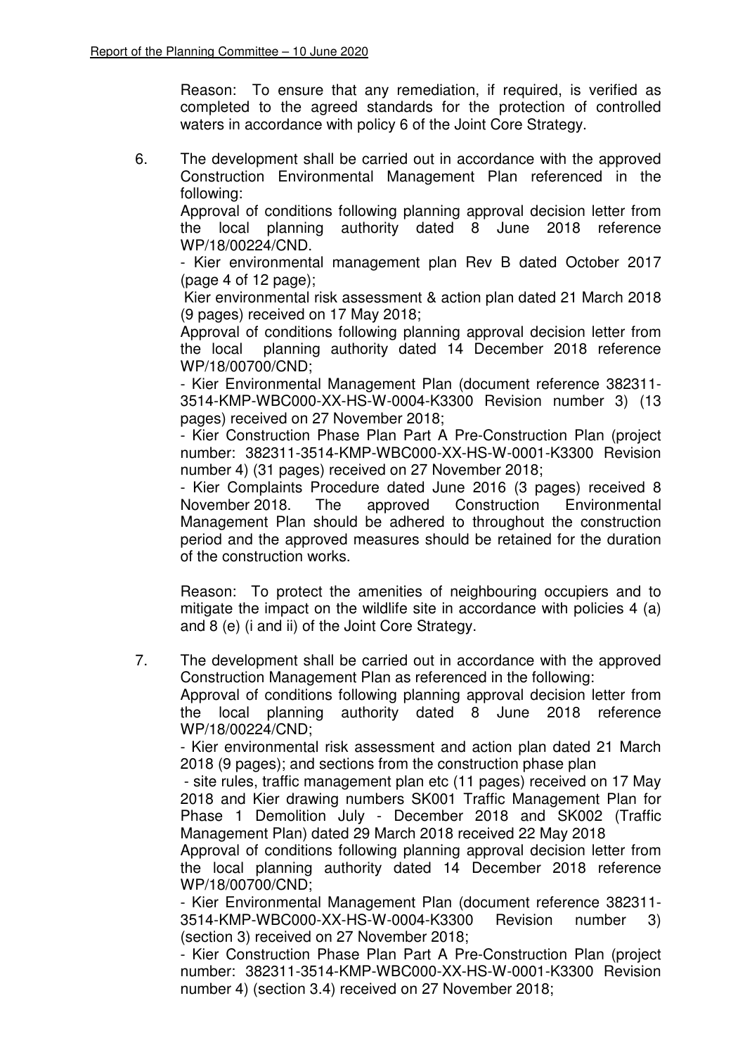Reason: To ensure that any remediation, if required, is verified as completed to the agreed standards for the protection of controlled waters in accordance with policy 6 of the Joint Core Strategy.

6. The development shall be carried out in accordance with the approved Construction Environmental Management Plan referenced in the following:

   Approval of conditions following planning approval decision letter from the local planning authority dated 8 June 2018 reference WP/18/00224/CND.

   - Kier environmental management plan Rev B dated October 2017 (page 4 of 12 page);

   Kier environmental risk assessment & action plan dated 21 March 2018 (9 pages) received on 17 May 2018;

   Approval of conditions following planning approval decision letter from the local planning authority dated 14 December 2018 reference WP/18/00700/CND;

   - Kier Environmental Management Plan (document reference 382311-3514-KMP-WBC000-XX-HS-W-0004-K3300 Revision number 3) (13 pages) received on 27 November 2018;

   - Kier Construction Phase Plan Part A Pre-Construction Plan (project number: 382311-3514-KMP-WBC000-XX-HS-W-0001-K3300 Revision number 4) (31 pages) received on 27 November 2018;

   - Kier Complaints Procedure dated June 2016 (3 pages) received 8 November 2018. The approved Construction Environmental Management Plan should be adhered to throughout the construction period and the approved measures should be retained for the duration of the construction works.

   Reason: To protect the amenities of neighbouring occupiers and to mitigate the impact on the wildlife site in accordance with policies 4 (a) and 8 (e) (i and ii) of the Joint Core Strategy.

7. The development shall be carried out in accordance with the approved Construction Management Plan as referenced in the following:

   Approval of conditions following planning approval decision letter from the local planning authority dated 8 June 2018 reference WP/18/00224/CND;

   - Kier environmental risk assessment and action plan dated 21 March 2018 (9 pages); and sections from the construction phase plan

   - site rules, traffic management plan etc (11 pages) received on 17 May 2018 and Kier drawing numbers SK001 Traffic Management Plan for Phase 1 Demolition July - December 2018 and SK002 (Traffic Management Plan) dated 29 March 2018 received 22 May 2018

   Approval of conditions following planning approval decision letter from the local planning authority dated 14 December 2018 reference WP/18/00700/CND;

   - Kier Environmental Management Plan (document reference 382311-3514-KMP-WBC000-XX-HS-W-0004-K3300 Revision number 3) (section 3) received on 27 November 2018;

   - Kier Construction Phase Plan Part A Pre-Construction Plan (project number: 382311-3514-KMP-WBC000-XX-HS-W-0001-K3300 Revision number 4) (section 3.4) received on 27 November 2018;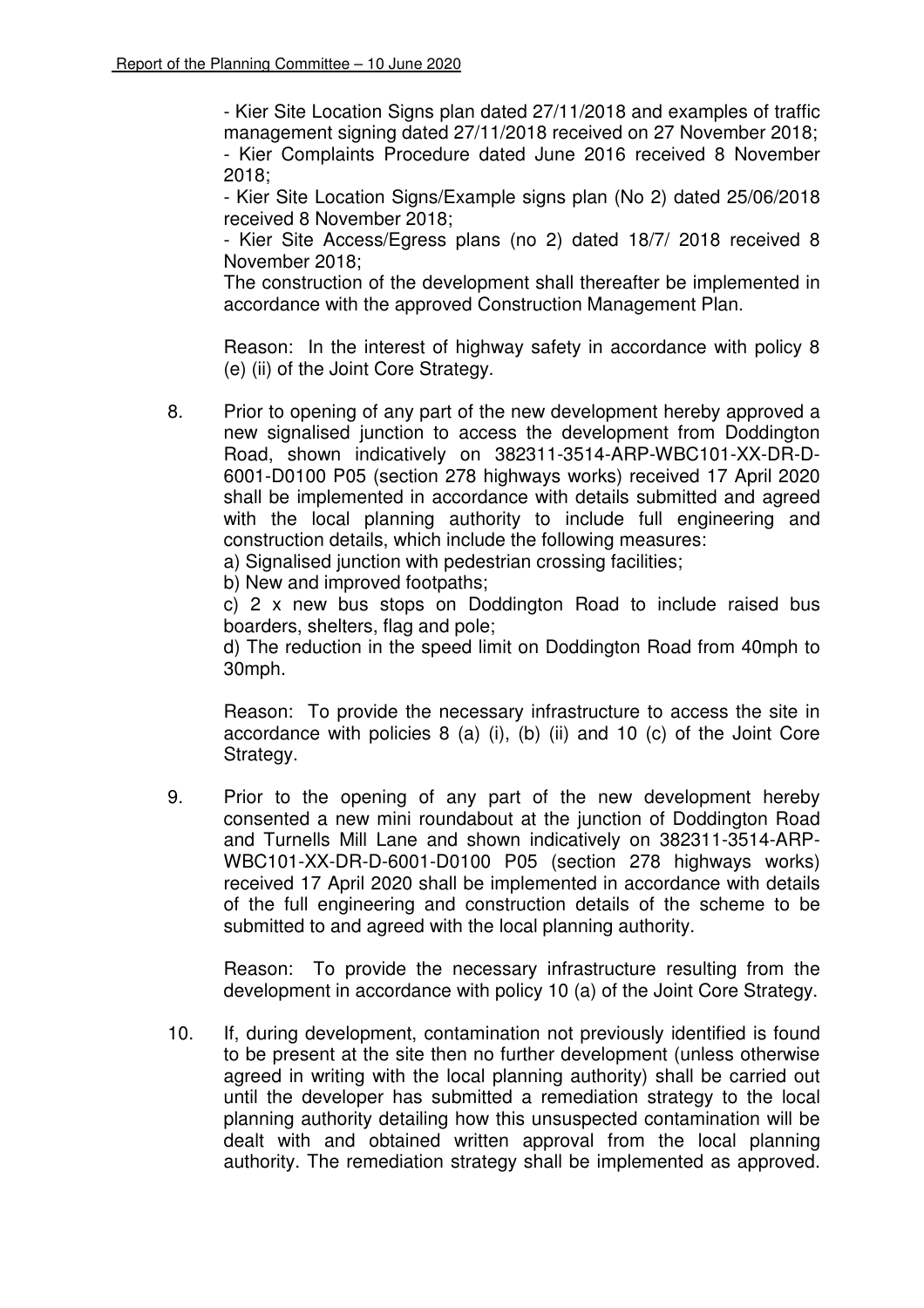- Kier Site Location Signs plan dated 27/11/2018 and examples of traffic management signing dated 27/11/2018 received on 27 November 2018;
- Kier Complaints Procedure dated June 2016 received 8 November 2018;
- Kier Site Location Signs/Example signs plan (No 2) dated 25/06/2018 received 8 November 2018;
- Kier Site Access/Egress plans (no 2) dated 18/7/ 2018 received 8 November 2018;

The construction of the development shall thereafter be implemented in accordance with the approved Construction Management Plan.

Reason: In the interest of highway safety in accordance with policy 8 (e) (ii) of the Joint Core Strategy.

8. Prior to opening of any part of the new development hereby approved a new signalised junction to access the development from Doddington Road, shown indicatively on 382311-3514-ARP-WBC101-XX-DR-D-6001-D0100 P05 (section 278 highways works) received 17 April 2020 shall be implemented in accordance with details submitted and agreed with the local planning authority to include full engineering and construction details, which include the following measures:
a) Signalised junction with pedestrian crossing facilities;
b) New and improved footpaths;
c) 2 x new bus stops on Doddington Road to include raised bus boarders, shelters, flag and pole;
d) The reduction in the speed limit on Doddington Road from 40mph to 30mph.

   Reason: To provide the necessary infrastructure to access the site in accordance with policies 8 (a) (i), (b) (ii) and 10 (c) of the Joint Core Strategy.

9. Prior to the opening of any part of the new development hereby consented a new mini roundabout at the junction of Doddington Road and Turnells Mill Lane and shown indicatively on 382311-3514-ARP-WBC101-XX-DR-D-6001-D0100 P05 (section 278 highways works) received 17 April 2020 shall be implemented in accordance with details of the full engineering and construction details of the scheme to be submitted to and agreed with the local planning authority.

   Reason: To provide the necessary infrastructure resulting from the development in accordance with policy 10 (a) of the Joint Core Strategy.

10. If, during development, contamination not previously identified is found to be present at the site then no further development (unless otherwise agreed in writing with the local planning authority) shall be carried out until the developer has submitted a remediation strategy to the local planning authority detailing how this unsuspected contamination will be dealt with and obtained written approval from the local planning authority. The remediation strategy shall be implemented as approved.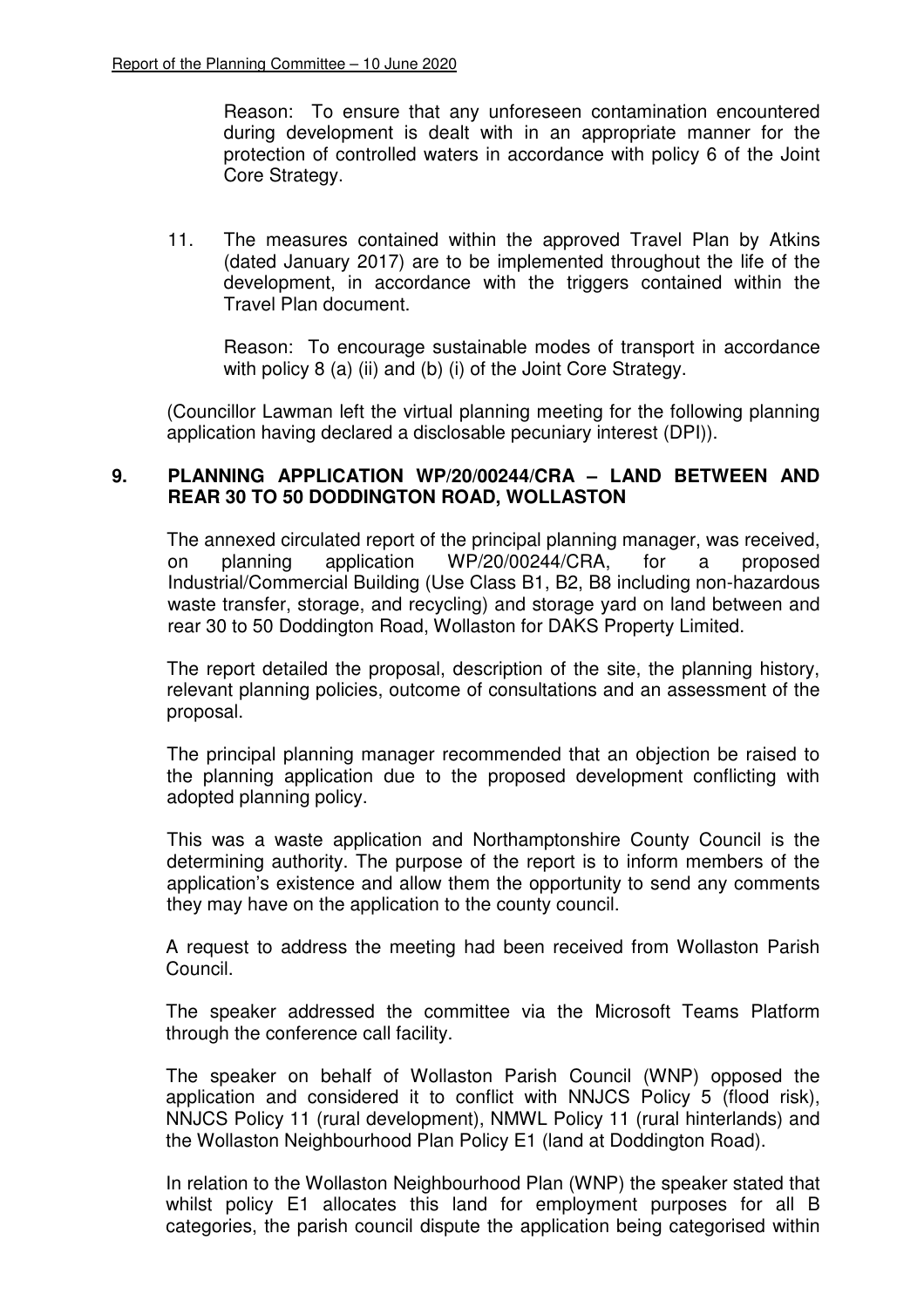Reason: To ensure that any unforeseen contamination encountered during development is dealt with in an appropriate manner for the protection of controlled waters in accordance with policy 6 of the Joint Core Strategy.

11. The measures contained within the approved Travel Plan by Atkins (dated January 2017) are to be implemented throughout the life of the development, in accordance with the triggers contained within the Travel Plan document.

    Reason: To encourage sustainable modes of transport in accordance with policy 8 (a) (ii) and (b) (i) of the Joint Core Strategy.

(Councillor Lawman left the virtual planning meeting for the following planning application having declared a disclosable pecuniary interest (DPI)).

## 9. PLANNING APPLICATION WP/20/00244/CRA – LAND BETWEEN AND REAR 30 TO 50 DODDINGTON ROAD, WOLLASTON

The annexed circulated report of the principal planning manager, was received, on planning application WP/20/00244/CRA, for a proposed Industrial/Commercial Building (Use Class B1, B2, B8 including non-hazardous waste transfer, storage, and recycling) and storage yard on land between and rear 30 to 50 Doddington Road, Wollaston for DAKS Property Limited.

The report detailed the proposal, description of the site, the planning history, relevant planning policies, outcome of consultations and an assessment of the proposal.

The principal planning manager recommended that an objection be raised to the planning application due to the proposed development conflicting with adopted planning policy.

This was a waste application and Northamptonshire County Council is the determining authority. The purpose of the report is to inform members of the application's existence and allow them the opportunity to send any comments they may have on the application to the county council.

A request to address the meeting had been received from Wollaston Parish Council.

The speaker addressed the committee via the Microsoft Teams Platform through the conference call facility.

The speaker on behalf of Wollaston Parish Council (WNP) opposed the application and considered it to conflict with NNJCS Policy 5 (flood risk), NNJCS Policy 11 (rural development), NMWL Policy 11 (rural hinterlands) and the Wollaston Neighbourhood Plan Policy E1 (land at Doddington Road).

In relation to the Wollaston Neighbourhood Plan (WNP) the speaker stated that whilst policy E1 allocates this land for employment purposes for all B categories, the parish council dispute the application being categorised within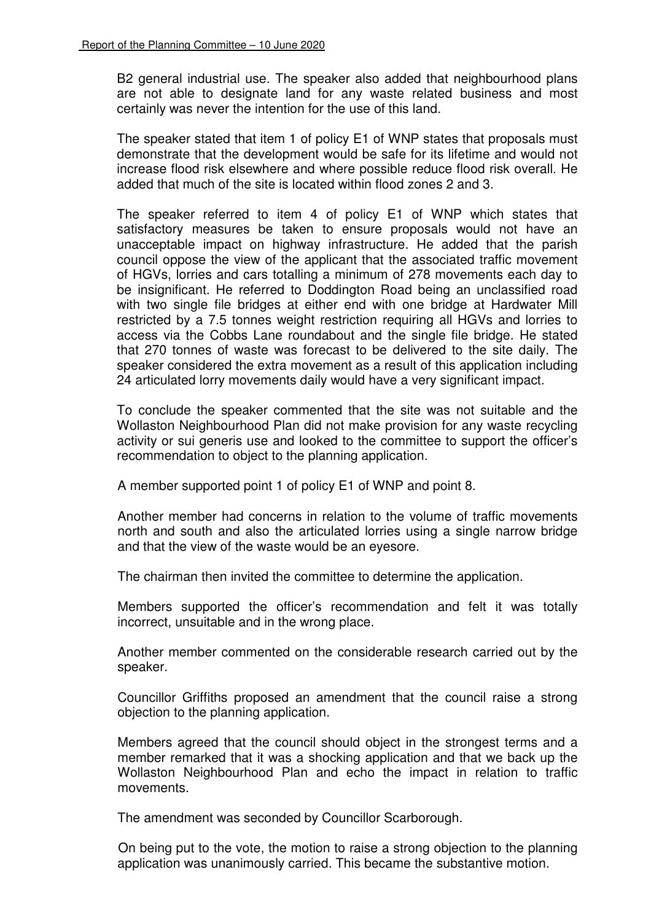B2 general industrial use. The speaker also added that neighbourhood plans are not able to designate land for any waste related business and most certainly was never the intention for the use of this land.

The speaker stated that item 1 of policy E1 of WNP states that proposals must demonstrate that the development would be safe for its lifetime and would not increase flood risk elsewhere and where possible reduce flood risk overall. He added that much of the site is located within flood zones 2 and 3.

The speaker referred to item 4 of policy E1 of WNP which states that satisfactory measures be taken to ensure proposals would not have an unacceptable impact on highway infrastructure. He added that the parish council oppose the view of the applicant that the associated traffic movement of HGVs, lorries and cars totalling a minimum of 278 movements each day to be insignificant. He referred to Doddington Road being an unclassified road with two single file bridges at either end with one bridge at Hardwater Mill restricted by a 7.5 tonnes weight restriction requiring all HGVs and lorries to access via the Cobbs Lane roundabout and the single file bridge. He stated that 270 tonnes of waste was forecast to be delivered to the site daily. The speaker considered the extra movement as a result of this application including 24 articulated lorry movements daily would have a very significant impact.

To conclude the speaker commented that the site was not suitable and the Wollaston Neighbourhood Plan did not make provision for any waste recycling activity or sui generis use and looked to the committee to support the officer's recommendation to object to the planning application.

A member supported point 1 of policy E1 of WNP and point 8.

Another member had concerns in relation to the volume of traffic movements north and south and also the articulated lorries using a single narrow bridge and that the view of the waste would be an eyesore.

The chairman then invited the committee to determine the application.

Members supported the officer's recommendation and felt it was totally incorrect, unsuitable and in the wrong place.

Another member commented on the considerable research carried out by the speaker.

Councillor Griffiths proposed an amendment that the council raise a strong objection to the planning application.

Members agreed that the council should object in the strongest terms and a member remarked that it was a shocking application and that we back up the Wollaston Neighbourhood Plan and echo the impact in relation to traffic movements.

The amendment was seconded by Councillor Scarborough.

On being put to the vote, the motion to raise a strong objection to the planning application was unanimously carried. This became the substantive motion.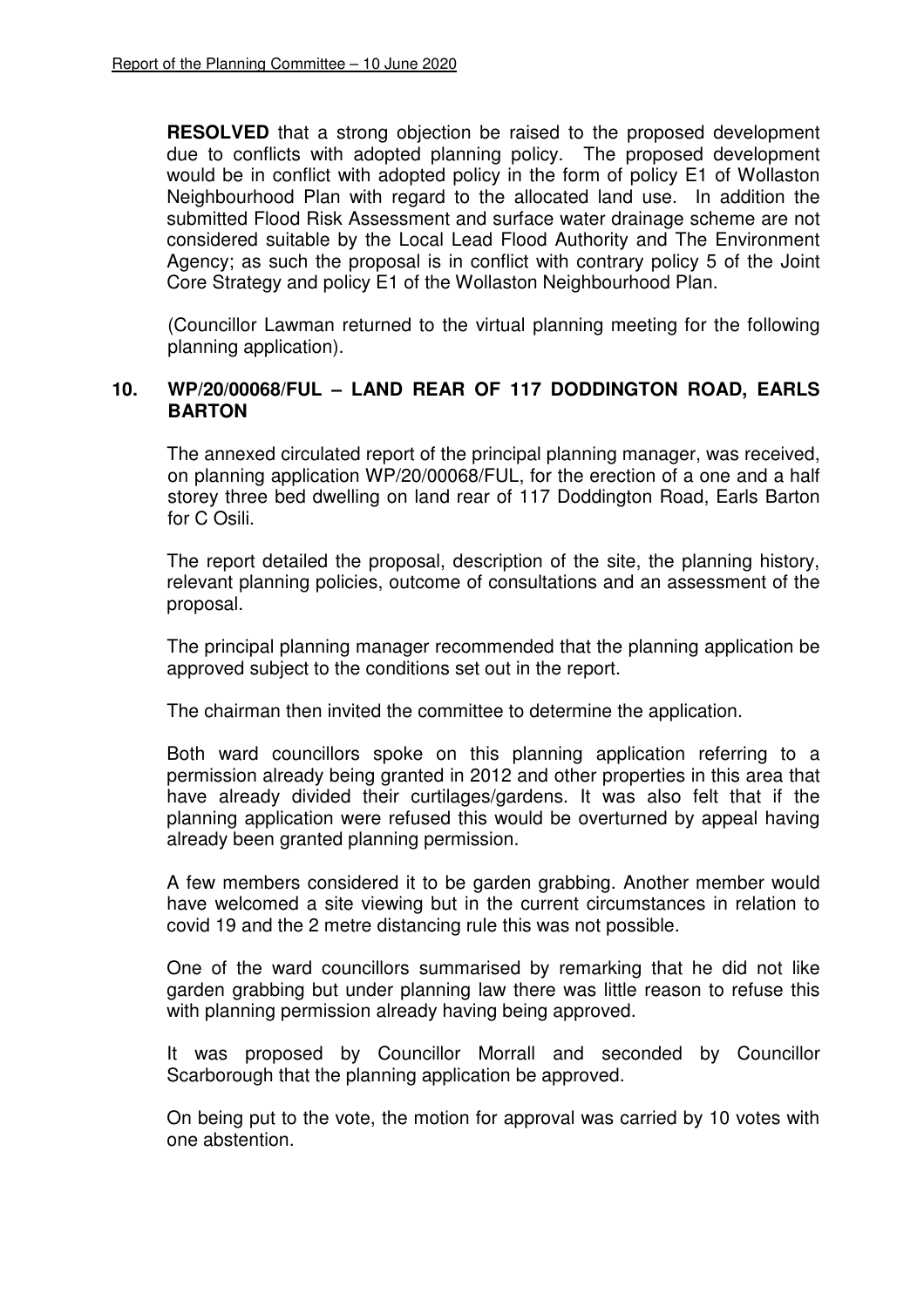**RESOLVED** that a strong objection be raised to the proposed development due to conflicts with adopted planning policy. The proposed development would be in conflict with adopted policy in the form of policy E1 of Wollaston Neighbourhood Plan with regard to the allocated land use. In addition the submitted Flood Risk Assessment and surface water drainage scheme are not considered suitable by the Local Lead Flood Authority and The Environment Agency; as such the proposal is in conflict with contrary policy 5 of the Joint Core Strategy and policy E1 of the Wollaston Neighbourhood Plan.

(Councillor Lawman returned to the virtual planning meeting for the following planning application).

## 10. WP/20/00068/FUL – LAND REAR OF 117 DODDINGTON ROAD, EARLS BARTON

The annexed circulated report of the principal planning manager, was received, on planning application WP/20/00068/FUL, for the erection of a one and a half storey three bed dwelling on land rear of 117 Doddington Road, Earls Barton for C Osili.

The report detailed the proposal, description of the site, the planning history, relevant planning policies, outcome of consultations and an assessment of the proposal.

The principal planning manager recommended that the planning application be approved subject to the conditions set out in the report.

The chairman then invited the committee to determine the application.

Both ward councillors spoke on this planning application referring to a permission already being granted in 2012 and other properties in this area that have already divided their curtilages/gardens. It was also felt that if the planning application were refused this would be overturned by appeal having already been granted planning permission.

A few members considered it to be garden grabbing. Another member would have welcomed a site viewing but in the current circumstances in relation to covid 19 and the 2 metre distancing rule this was not possible.

One of the ward councillors summarised by remarking that he did not like garden grabbing but under planning law there was little reason to refuse this with planning permission already having being approved.

It was proposed by Councillor Morrall and seconded by Councillor Scarborough that the planning application be approved.

On being put to the vote, the motion for approval was carried by 10 votes with one abstention.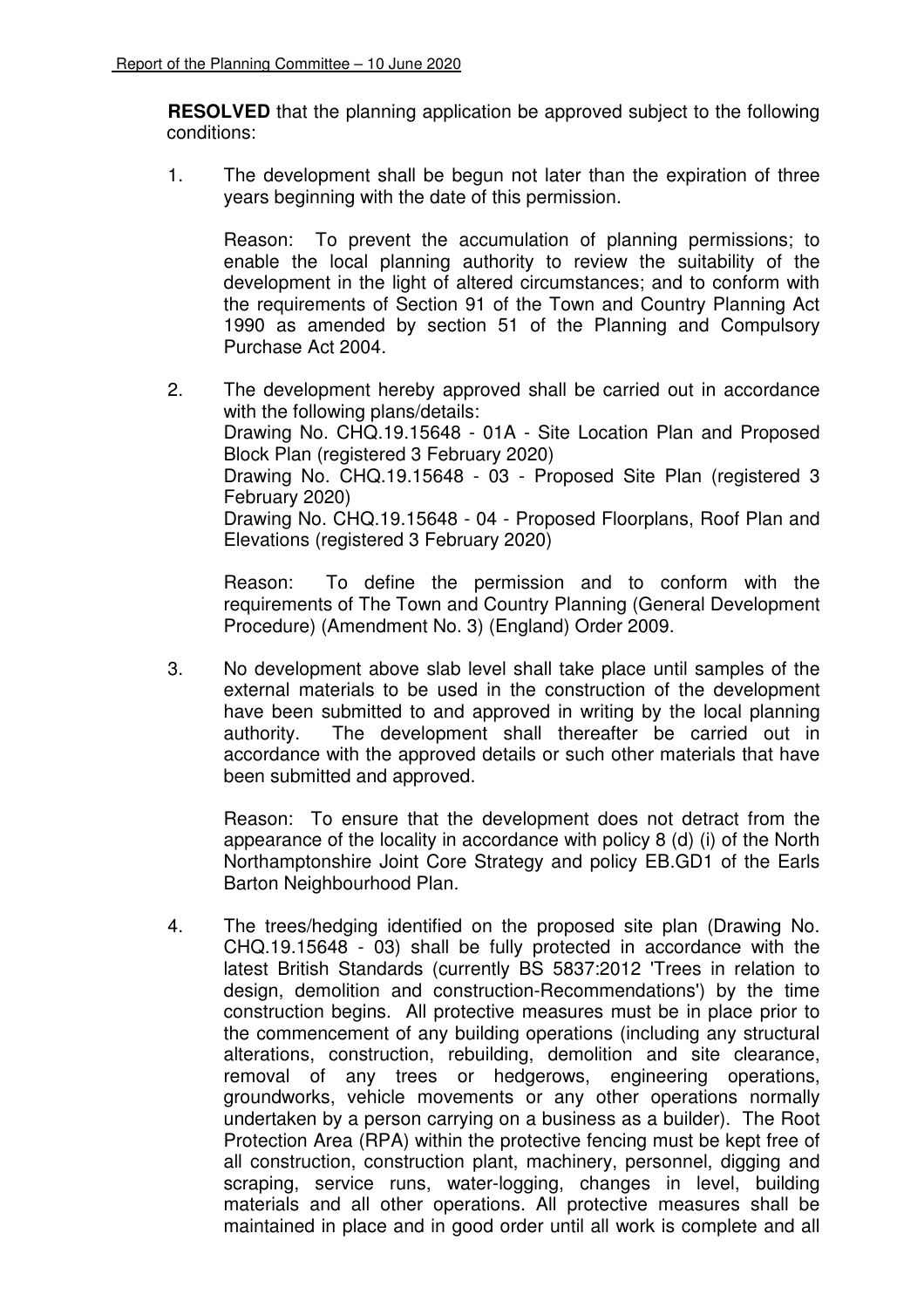**RESOLVED** that the planning application be approved subject to the following conditions:

1. The development shall be begun not later than the expiration of three years beginning with the date of this permission.

   Reason: To prevent the accumulation of planning permissions; to enable the local planning authority to review the suitability of the development in the light of altered circumstances; and to conform with the requirements of Section 91 of the Town and Country Planning Act 1990 as amended by section 51 of the Planning and Compulsory Purchase Act 2004.

2. The development hereby approved shall be carried out in accordance with the following plans/details:
   Drawing No. CHQ.19.15648 - 01A - Site Location Plan and Proposed Block Plan (registered 3 February 2020)
   Drawing No. CHQ.19.15648 - 03 - Proposed Site Plan (registered 3 February 2020)
   Drawing No. CHQ.19.15648 - 04 - Proposed Floorplans, Roof Plan and Elevations (registered 3 February 2020)

   Reason: To define the permission and to conform with the requirements of The Town and Country Planning (General Development Procedure) (Amendment No. 3) (England) Order 2009.

3. No development above slab level shall take place until samples of the external materials to be used in the construction of the development have been submitted to and approved in writing by the local planning authority. The development shall thereafter be carried out in accordance with the approved details or such other materials that have been submitted and approved.

   Reason: To ensure that the development does not detract from the appearance of the locality in accordance with policy 8 (d) (i) of the North Northamptonshire Joint Core Strategy and policy EB.GD1 of the Earls Barton Neighbourhood Plan.

4. The trees/hedging identified on the proposed site plan (Drawing No. CHQ.19.15648 - 03) shall be fully protected in accordance with the latest British Standards (currently BS 5837:2012 'Trees in relation to design, demolition and construction-Recommendations') by the time construction begins. All protective measures must be in place prior to the commencement of any building operations (including any structural alterations, construction, rebuilding, demolition and site clearance, removal of any trees or hedgerows, engineering operations, groundworks, vehicle movements or any other operations normally undertaken by a person carrying on a business as a builder). The Root Protection Area (RPA) within the protective fencing must be kept free of all construction, construction plant, machinery, personnel, digging and scraping, service runs, water-logging, changes in level, building materials and all other operations. All protective measures shall be maintained in place and in good order until all work is complete and all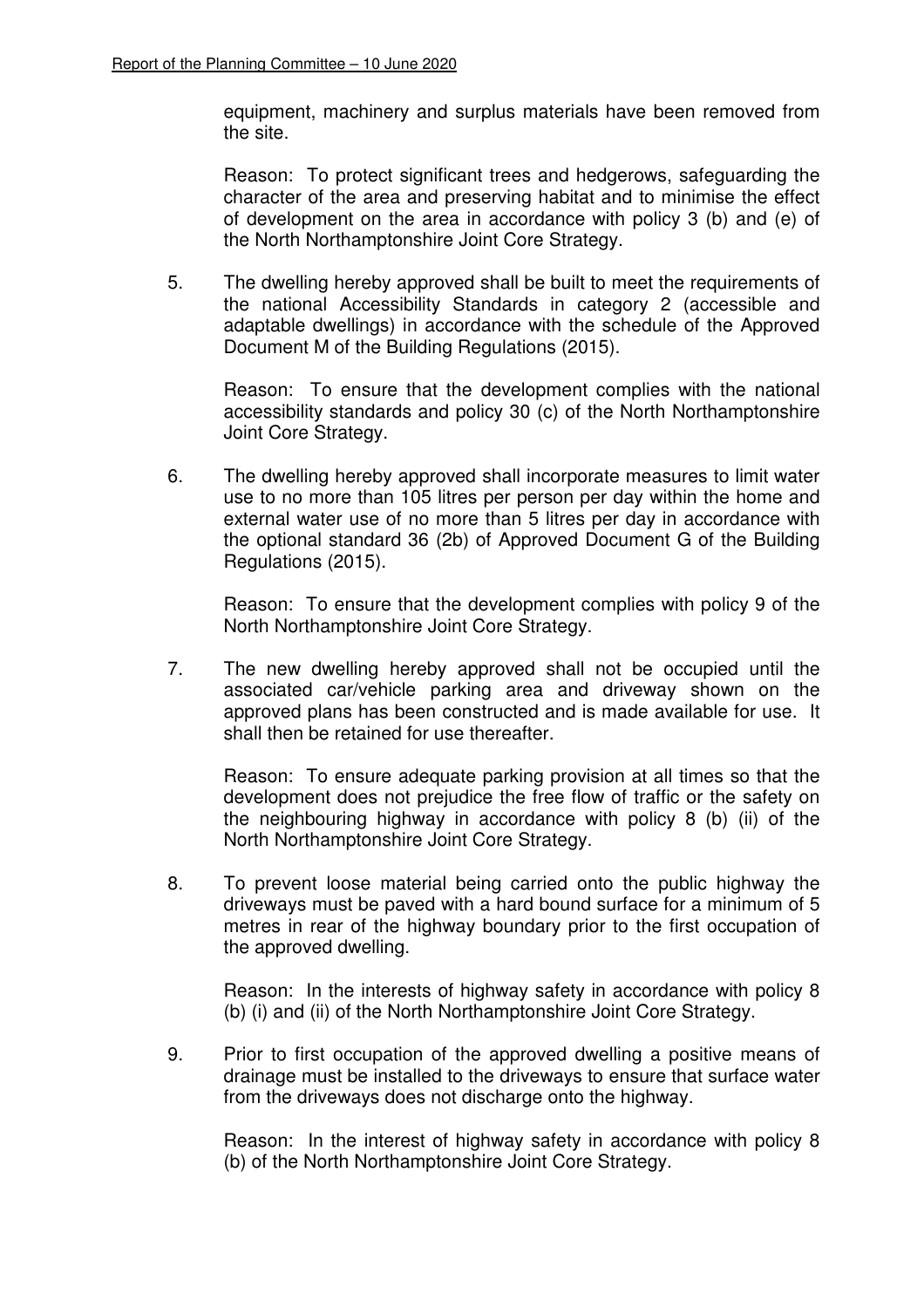equipment, machinery and surplus materials have been removed from the site.

Reason: To protect significant trees and hedgerows, safeguarding the character of the area and preserving habitat and to minimise the effect of development on the area in accordance with policy 3 (b) and (e) of the North Northamptonshire Joint Core Strategy.

5. The dwelling hereby approved shall be built to meet the requirements of the national Accessibility Standards in category 2 (accessible and adaptable dwellings) in accordance with the schedule of the Approved Document M of the Building Regulations (2015).

   Reason: To ensure that the development complies with the national accessibility standards and policy 30 (c) of the North Northamptonshire Joint Core Strategy.

6. The dwelling hereby approved shall incorporate measures to limit water use to no more than 105 litres per person per day within the home and external water use of no more than 5 litres per day in accordance with the optional standard 36 (2b) of Approved Document G of the Building Regulations (2015).

   Reason: To ensure that the development complies with policy 9 of the North Northamptonshire Joint Core Strategy.

7. The new dwelling hereby approved shall not be occupied until the associated car/vehicle parking area and driveway shown on the approved plans has been constructed and is made available for use. It shall then be retained for use thereafter.

   Reason: To ensure adequate parking provision at all times so that the development does not prejudice the free flow of traffic or the safety on the neighbouring highway in accordance with policy 8 (b) (ii) of the North Northamptonshire Joint Core Strategy.

8. To prevent loose material being carried onto the public highway the driveways must be paved with a hard bound surface for a minimum of 5 metres in rear of the highway boundary prior to the first occupation of the approved dwelling.

   Reason: In the interests of highway safety in accordance with policy 8 (b) (i) and (ii) of the North Northamptonshire Joint Core Strategy.

9. Prior to first occupation of the approved dwelling a positive means of drainage must be installed to the driveways to ensure that surface water from the driveways does not discharge onto the highway.

   Reason: In the interest of highway safety in accordance with policy 8 (b) of the North Northamptonshire Joint Core Strategy.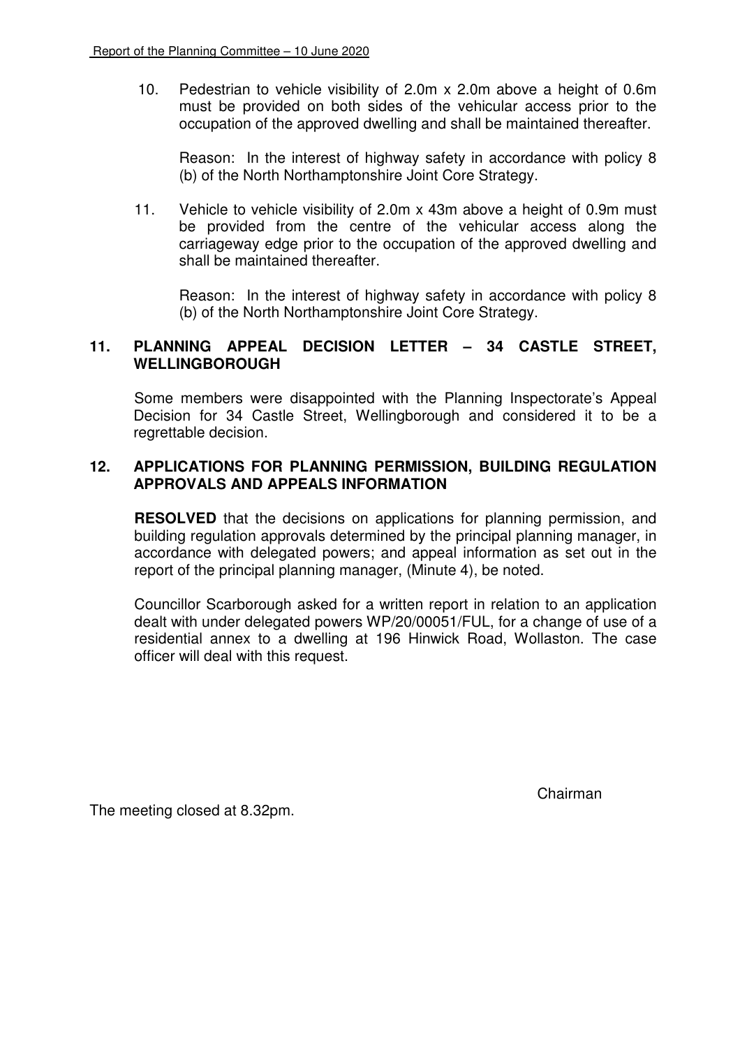10. Pedestrian to vehicle visibility of 2.0m x 2.0m above a height of 0.6m must be provided on both sides of the vehicular access prior to the occupation of the approved dwelling and shall be maintained thereafter.

    Reason: In the interest of highway safety in accordance with policy 8 (b) of the North Northamptonshire Joint Core Strategy.

11. Vehicle to vehicle visibility of 2.0m x 43m above a height of 0.9m must be provided from the centre of the vehicular access along the carriageway edge prior to the occupation of the approved dwelling and shall be maintained thereafter.

    Reason: In the interest of highway safety in accordance with policy 8 (b) of the North Northamptonshire Joint Core Strategy.

## 11. PLANNING APPEAL DECISION LETTER – 34 CASTLE STREET, WELLINGBOROUGH

Some members were disappointed with the Planning Inspectorate's Appeal Decision for 34 Castle Street, Wellingborough and considered it to be a regrettable decision.

## 12. APPLICATIONS FOR PLANNING PERMISSION, BUILDING REGULATION APPROVALS AND APPEALS INFORMATION

**RESOLVED** that the decisions on applications for planning permission, and building regulation approvals determined by the principal planning manager, in accordance with delegated powers; and appeal information as set out in the report of the principal planning manager, (Minute 4), be noted.

Councillor Scarborough asked for a written report in relation to an application dealt with under delegated powers WP/20/00051/FUL, for a change of use of a residential annex to a dwelling at 196 Hinwick Road, Wollaston. The case officer will deal with this request.

Chairman

The meeting closed at 8.32pm.